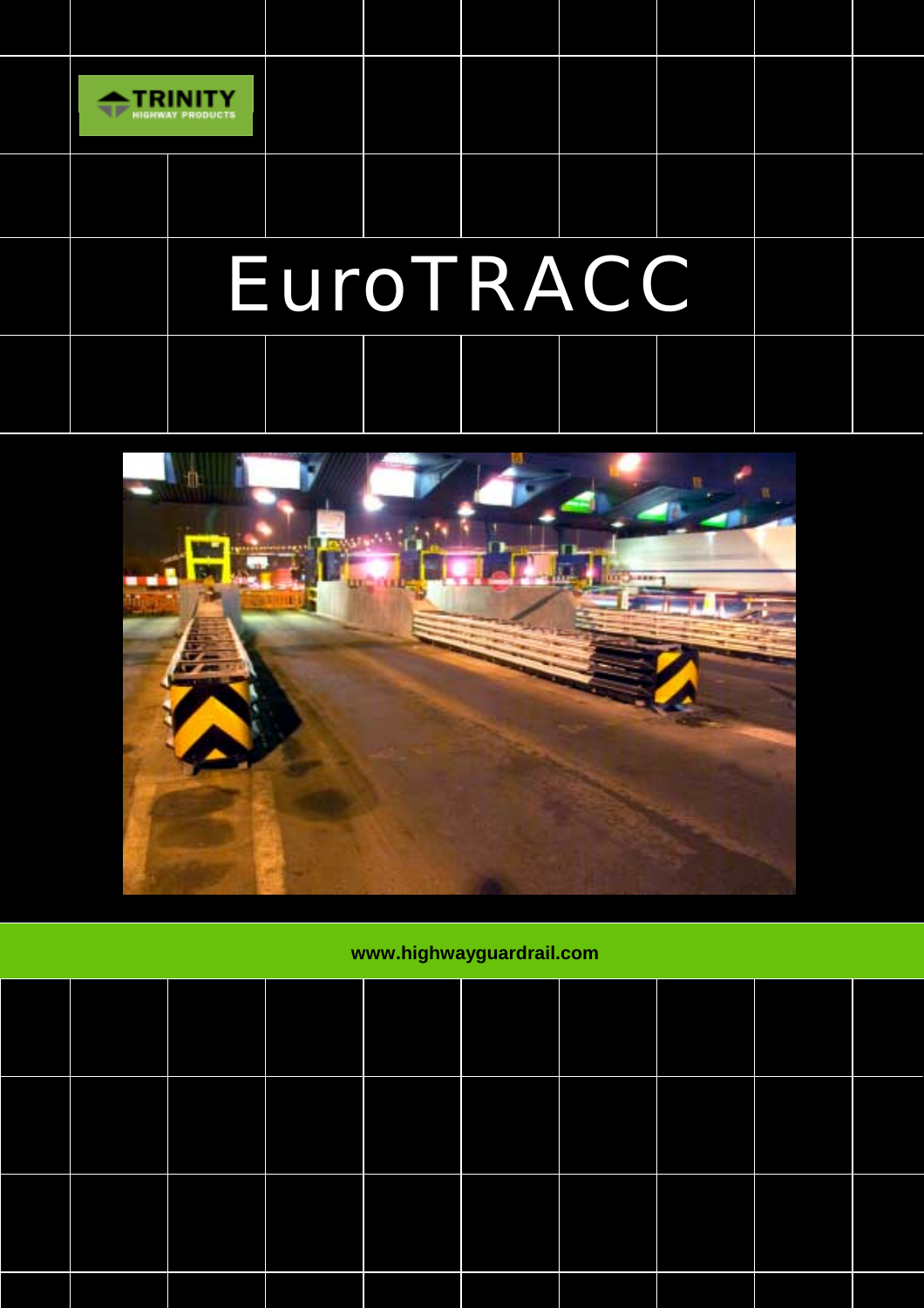TRINITY
HIGHWAY PRODUCTS

# EuroTRACC

www.highwayguardrail.com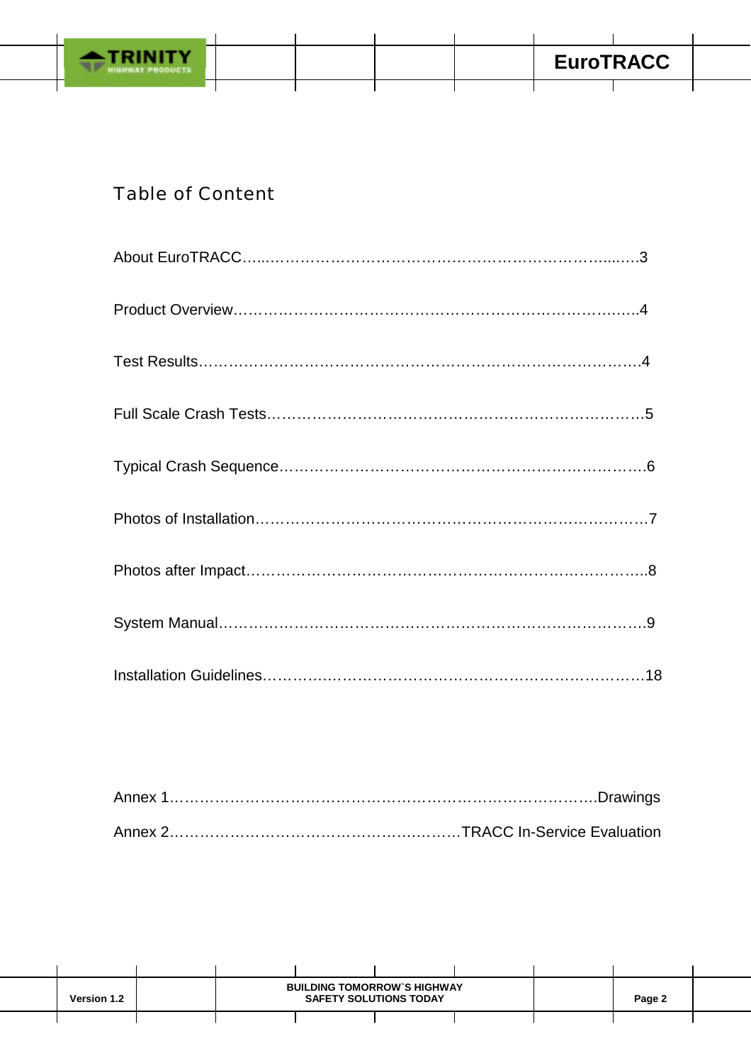# Table of Content

About EuroTRACC…....……………………………………………………………......….3

Product Overview……………………..…….………….……….………….………..…….4

Test Results…………………………….……….……….………….………….……….….4

Full Scale Crash Tests……………………………….……….………….……….………5

Typical Crash Sequence…………………………………….………….…………….…….6

Photos of Installation……………………………………….……….……….……….……7

Photos after Impact………………………………………………….………….…………..8

System Manual…………………………………………………………….………….…….9

Installation Guidelines…………………………………………….…….…….……….…18

Annex 1……………………………………………………………………….……….….Drawings

Annex 2………………………………………………..…….TRACC In-Service Evaluation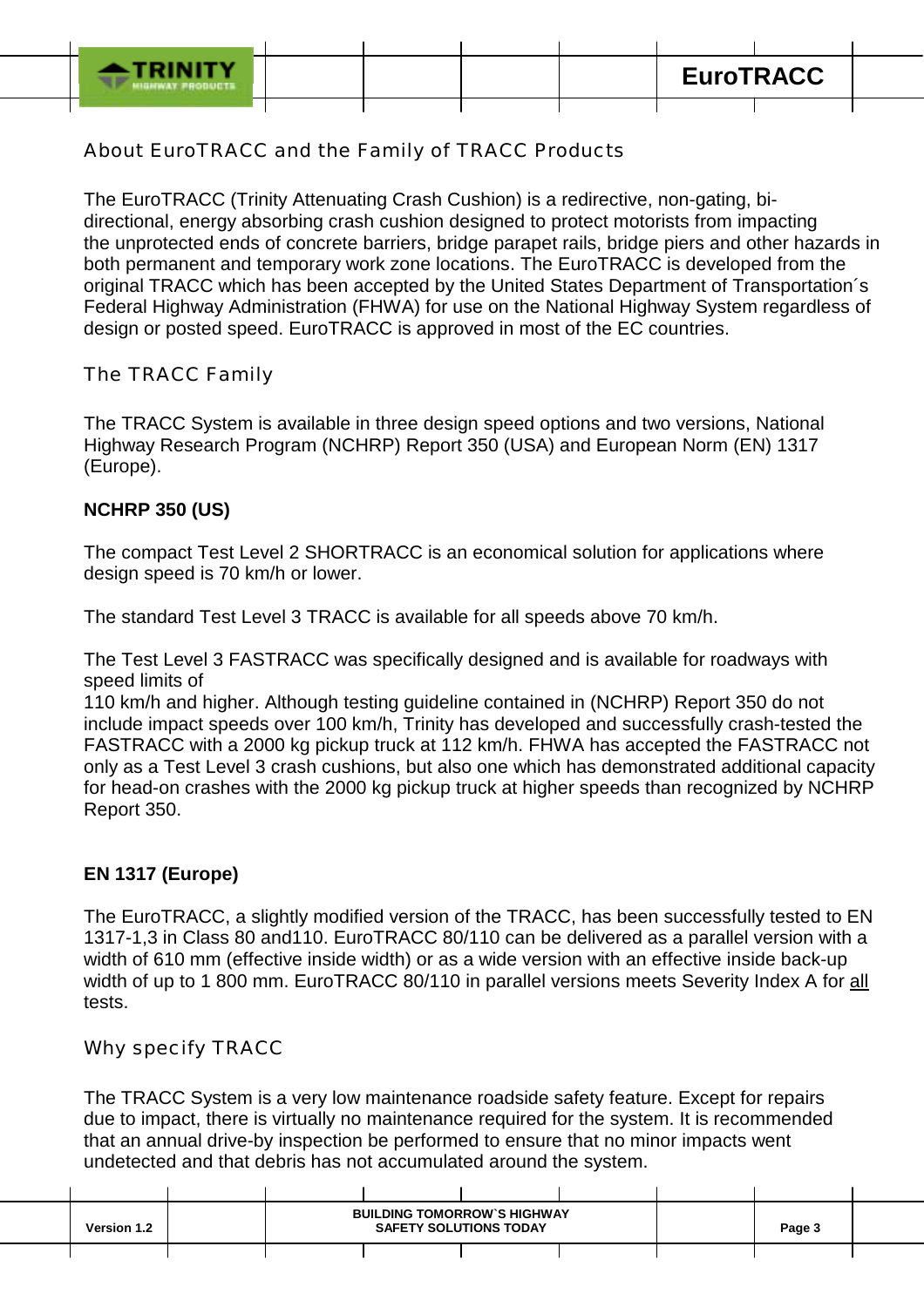## About EuroTRACC and the Family of TRACC Products

The EuroTRACC (Trinity Attenuating Crash Cushion) is a redirective, non-gating, bi-directional, energy absorbing crash cushion designed to protect motorists from impacting the unprotected ends of concrete barriers, bridge parapet rails, bridge piers and other hazards in both permanent and temporary work zone locations. The EuroTRACC is developed from the original TRACC which has been accepted by the United States Department of Transportation´s Federal Highway Administration (FHWA) for use on the National Highway System regardless of design or posted speed. EuroTRACC is approved in most of the EC countries.

## The TRACC Family

The TRACC System is available in three design speed options and two versions, National Highway Research Program (NCHRP) Report 350 (USA) and European Norm (EN) 1317 (Europe).

**NCHRP 350 (US)**

The compact Test Level 2 SHORTRACC is an economical solution for applications where design speed is 70 km/h or lower.

The standard Test Level 3 TRACC is available for all speeds above 70 km/h.

The Test Level 3 FASTRACC was specifically designed and is available for roadways with speed limits of
110 km/h and higher. Although testing guideline contained in (NCHRP) Report 350 do not include impact speeds over 100 km/h, Trinity has developed and successfully crash-tested the FASTRACC with a 2000 kg pickup truck at 112 km/h. FHWA has accepted the FASTRACC not only as a Test Level 3 crash cushions, but also one which has demonstrated additional capacity for head-on crashes with the 2000 kg pickup truck at higher speeds than recognized by NCHRP Report 350.

**EN 1317 (Europe)**

The EuroTRACC, a slightly modified version of the TRACC, has been successfully tested to EN 1317-1,3 in Class 80 and110. EuroTRACC 80/110 can be delivered as a parallel version with a width of 610 mm (effective inside width) or as a wide version with an effective inside back-up width of up to 1 800 mm. EuroTRACC 80/110 in parallel versions meets Severity Index A for all tests.

## Why specify TRACC

The TRACC System is a very low maintenance roadside safety feature. Except for repairs due to impact, there is virtually no maintenance required for the system. It is recommended that an annual drive-by inspection be performed to ensure that no minor impacts went undetected and that debris has not accumulated around the system.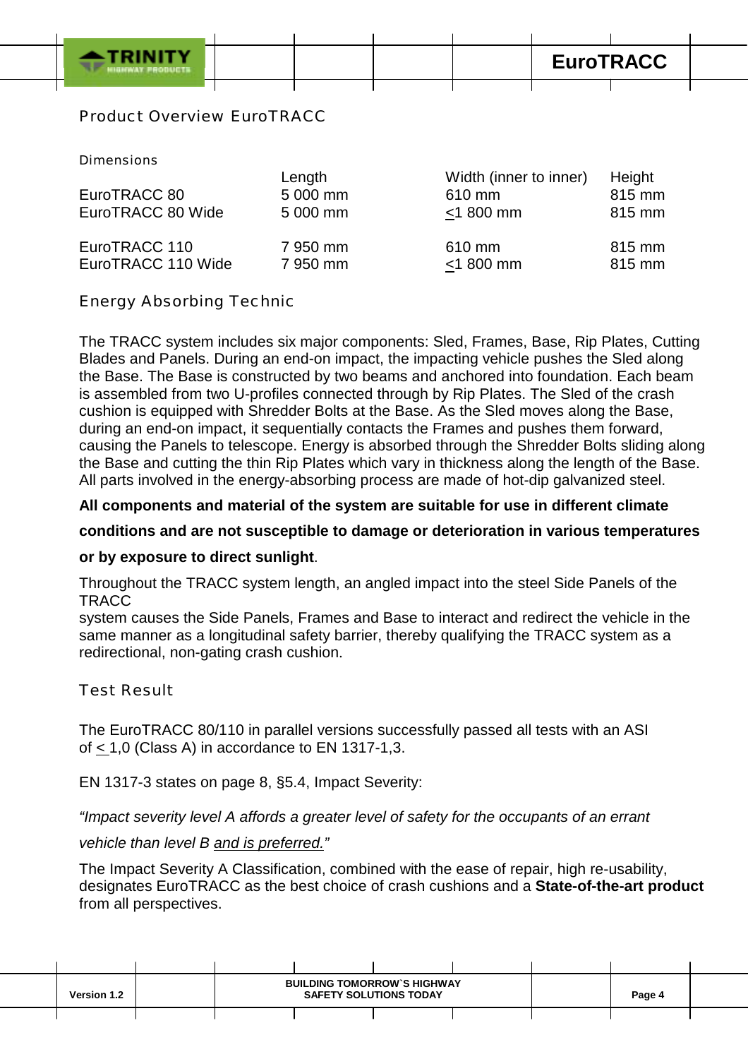## Product Overview EuroTRACC

### Dimensions

| | Length | Width (inner to inner) | Height |
|---|---|---|---|
| EuroTRACC 80 | 5 000 mm | 610 mm | 815 mm |
| EuroTRACC 80 Wide | 5 000 mm | ≤1 800 mm | 815 mm |
| EuroTRACC 110 | 7 950 mm | 610 mm | 815 mm |
| EuroTRACC 110 Wide | 7 950 mm | ≤1 800 mm | 815 mm |

## Energy Absorbing Technic

The TRACC system includes six major components: Sled, Frames, Base, Rip Plates, Cutting Blades and Panels. During an end-on impact, the impacting vehicle pushes the Sled along the Base. The Base is constructed by two beams and anchored into foundation. Each beam is assembled from two U-profiles connected through by Rip Plates. The Sled of the crash cushion is equipped with Shredder Bolts at the Base. As the Sled moves along the Base, during an end-on impact, it sequentially contacts the Frames and pushes them forward, causing the Panels to telescope. Energy is absorbed through the Shredder Bolts sliding along the Base and cutting the thin Rip Plates which vary in thickness along the length of the Base. All parts involved in the energy-absorbing process are made of hot-dip galvanized steel.

**All components and material of the system are suitable for use in different climate conditions and are not susceptible to damage or deterioration in various temperatures or by exposure to direct sunlight**.

Throughout the TRACC system length, an angled impact into the steel Side Panels of the TRACC
system causes the Side Panels, Frames and Base to interact and redirect the vehicle in the same manner as a longitudinal safety barrier, thereby qualifying the TRACC system as a redirectional, non-gating crash cushion.

## Test Result

The EuroTRACC 80/110 in parallel versions successfully passed all tests with an ASI of ≤ 1,0 (Class A) in accordance to EN 1317-1,3.

EN 1317-3 states on page 8, §5.4, Impact Severity:

*"Impact severity level A affords a greater level of safety for the occupants of an errant vehicle than level B and is preferred."*

The Impact Severity A Classification, combined with the ease of repair, high re-usability, designates EuroTRACC as the best choice of crash cushions and a **State-of-the-art product** from all perspectives.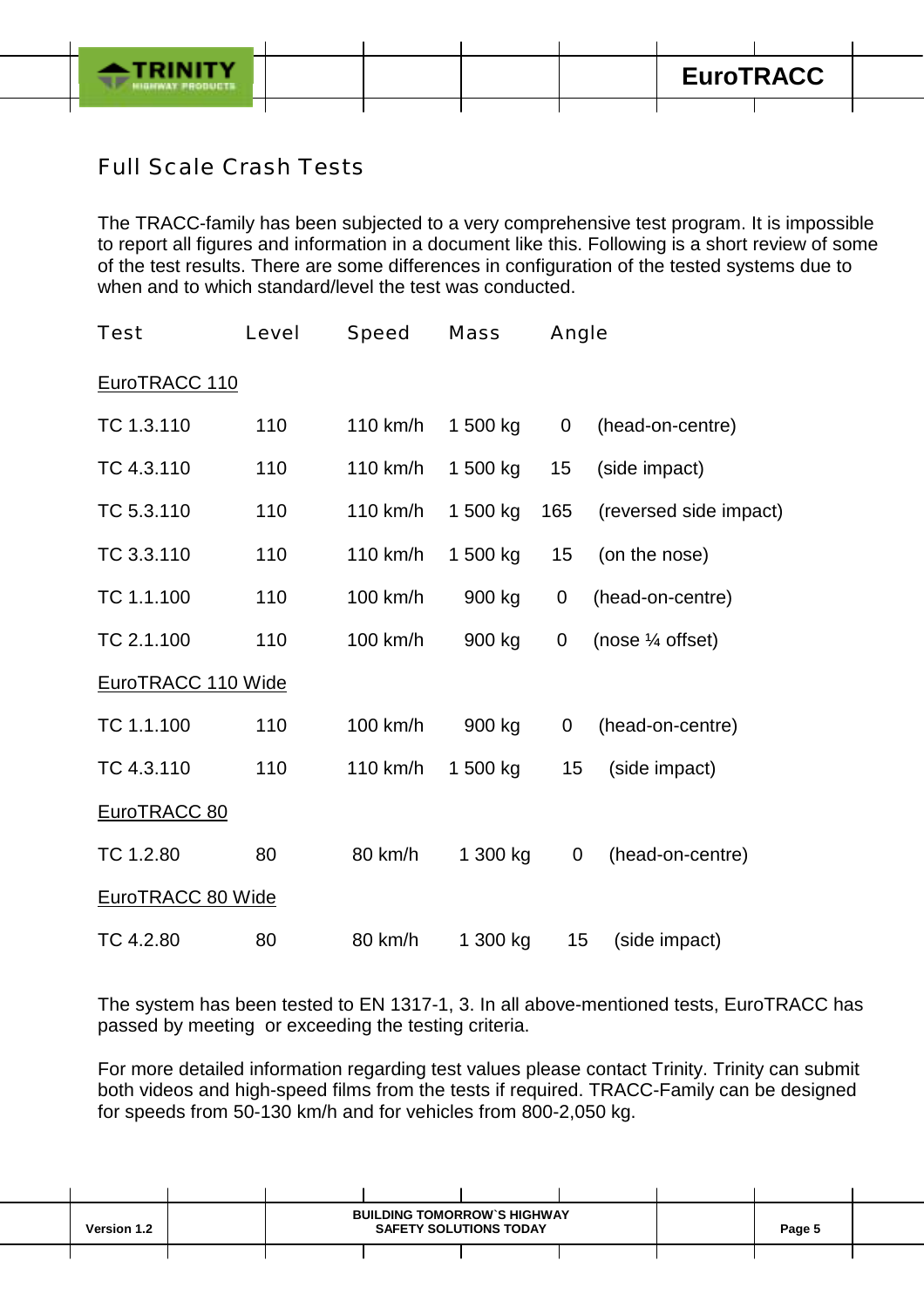## Full Scale Crash Tests

The TRACC-family has been subjected to a very comprehensive test program. It is impossible to report all figures and information in a document like this. Following is a short review of some of the test results. There are some differences in configuration of the tested systems due to when and to which standard/level the test was conducted.

| Test | Level | Speed | Mass | Angle | |
|---|---|---|---|---|---|
| <u>EuroTRACC 110</u> | | | | | |
| TC 1.3.110 | 110 | 110 km/h | 1 500 kg | 0 | (head-on-centre) |
| TC 4.3.110 | 110 | 110 km/h | 1 500 kg | 15 | (side impact) |
| TC 5.3.110 | 110 | 110 km/h | 1 500 kg | 165 | (reversed side impact) |
| TC 3.3.110 | 110 | 110 km/h | 1 500 kg | 15 | (on the nose) |
| TC 1.1.100 | 110 | 100 km/h | 900 kg | 0 | (head-on-centre) |
| TC 2.1.100 | 110 | 100 km/h | 900 kg | 0 | (nose ¼ offset) |
| <u>EuroTRACC 110 Wide</u> | | | | | |
| TC 1.1.100 | 110 | 100 km/h | 900 kg | 0 | (head-on-centre) |
| TC 4.3.110 | 110 | 110 km/h | 1 500 kg | 15 | (side impact) |
| <u>EuroTRACC 80</u> | | | | | |
| TC 1.2.80 | 80 | 80 km/h | 1 300 kg | 0 | (head-on-centre) |
| <u>EuroTRACC 80 Wide</u> | | | | | |
| TC 4.2.80 | 80 | 80 km/h | 1 300 kg | 15 | (side impact) |

The system has been tested to EN 1317-1, 3. In all above-mentioned tests, EuroTRACC has passed by meeting or exceeding the testing criteria.

For more detailed information regarding test values please contact Trinity. Trinity can submit both videos and high-speed films from the tests if required. TRACC-Family can be designed for speeds from 50-130 km/h and for vehicles from 800-2,050 kg.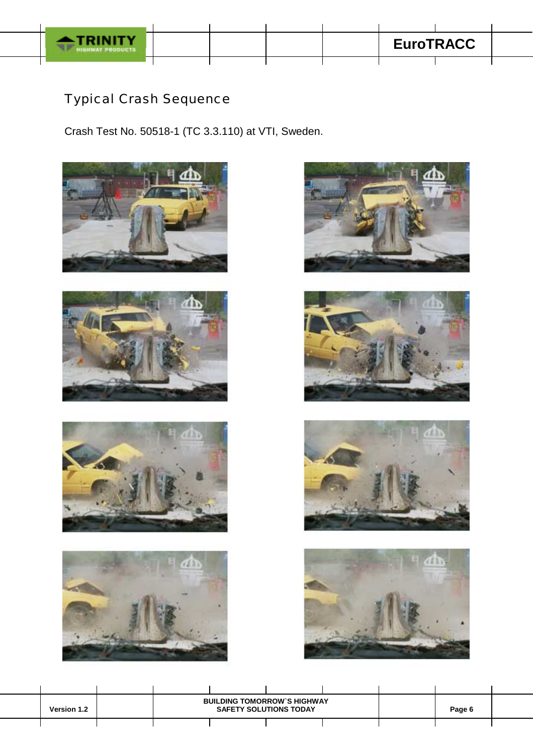## Typical Crash Sequence

Crash Test No. 50518-1 (TC 3.3.110) at VTI, Sweden.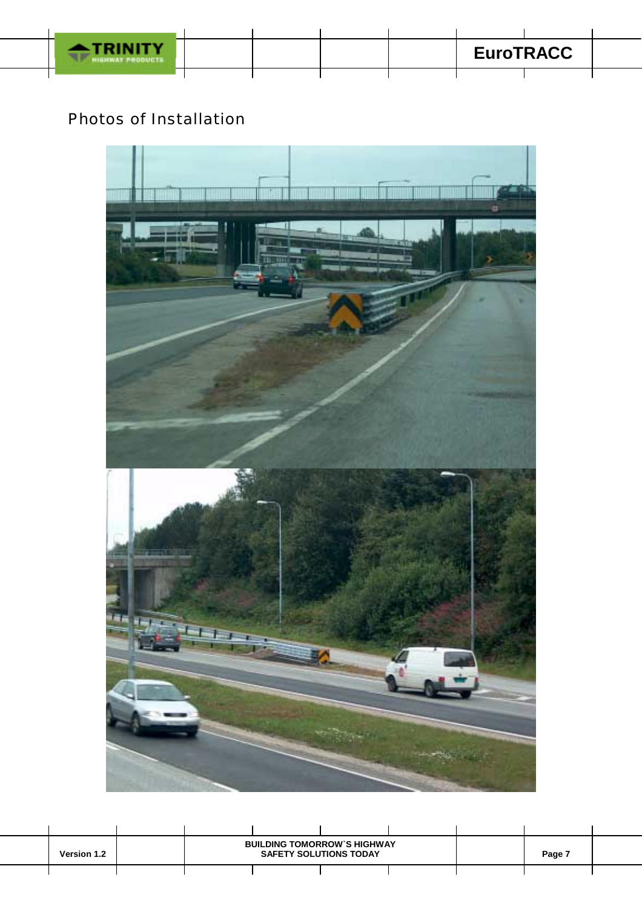## Photos of Installation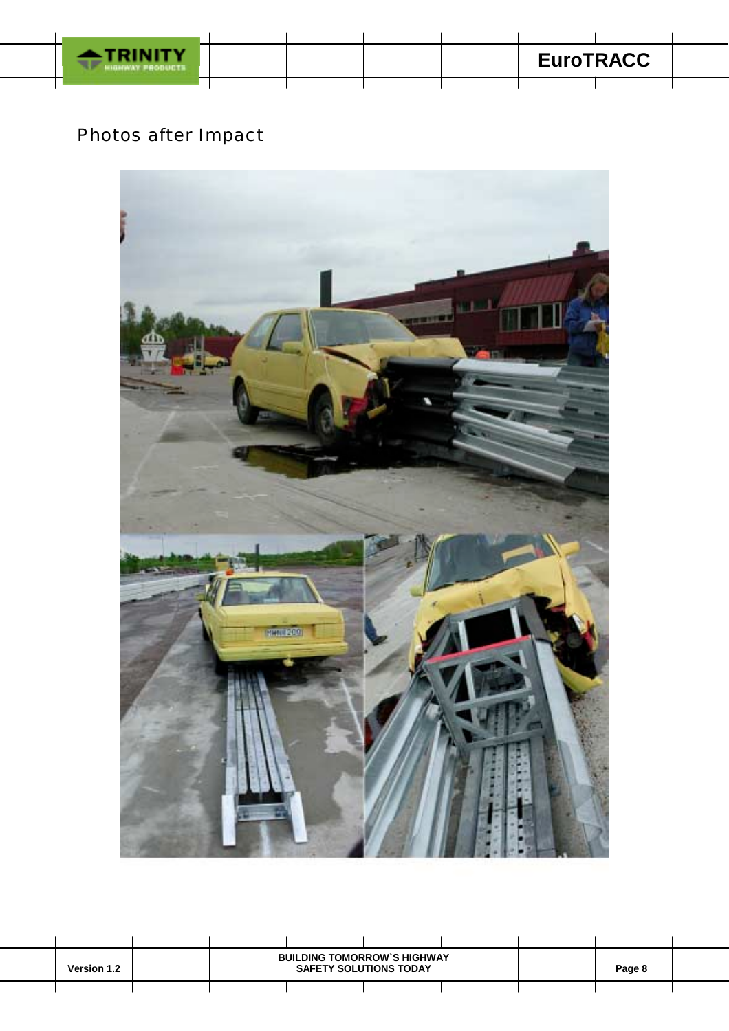Photos after Impact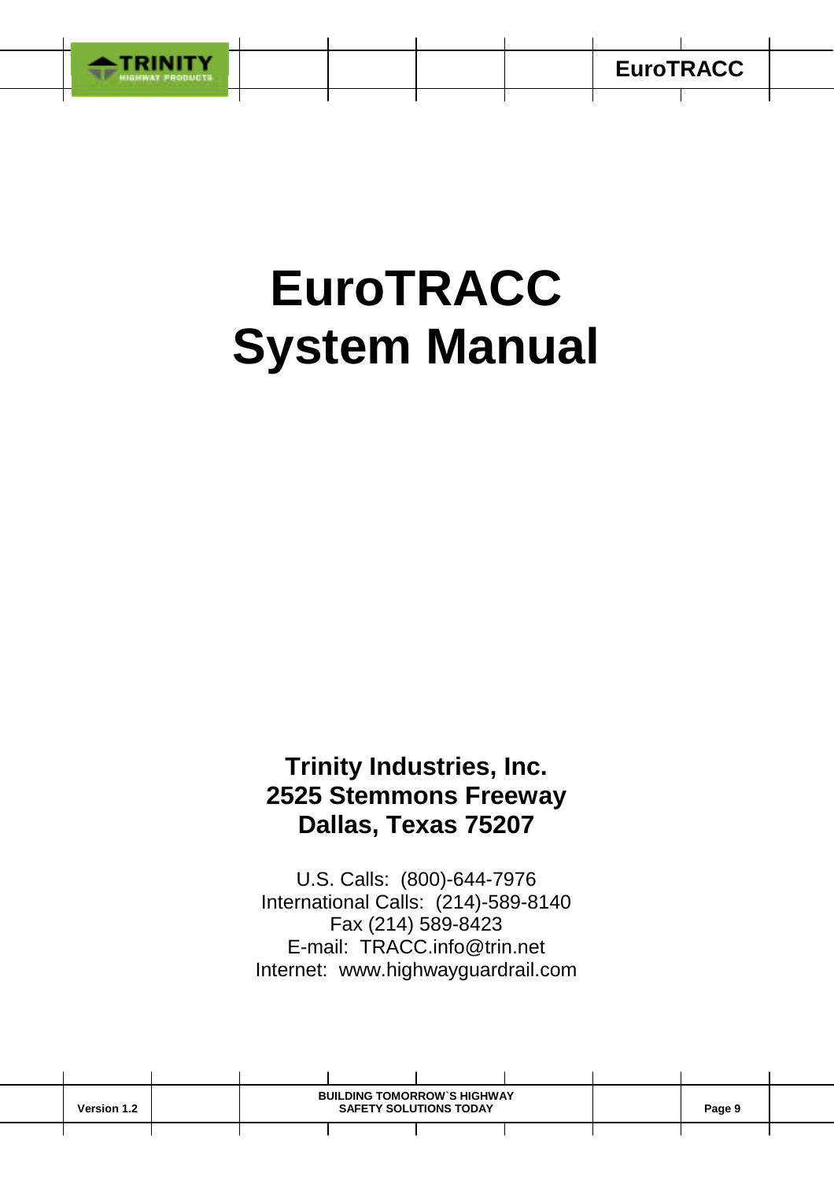# EuroTRACC System Manual

**Trinity Industries, Inc.**
**2525 Stemmons Freeway**
**Dallas, Texas 75207**

U.S. Calls: (800)-644-7976
International Calls: (214)-589-8140
Fax (214) 589-8423
E-mail: TRACC.info@trin.net
Internet: www.highwayguardrail.com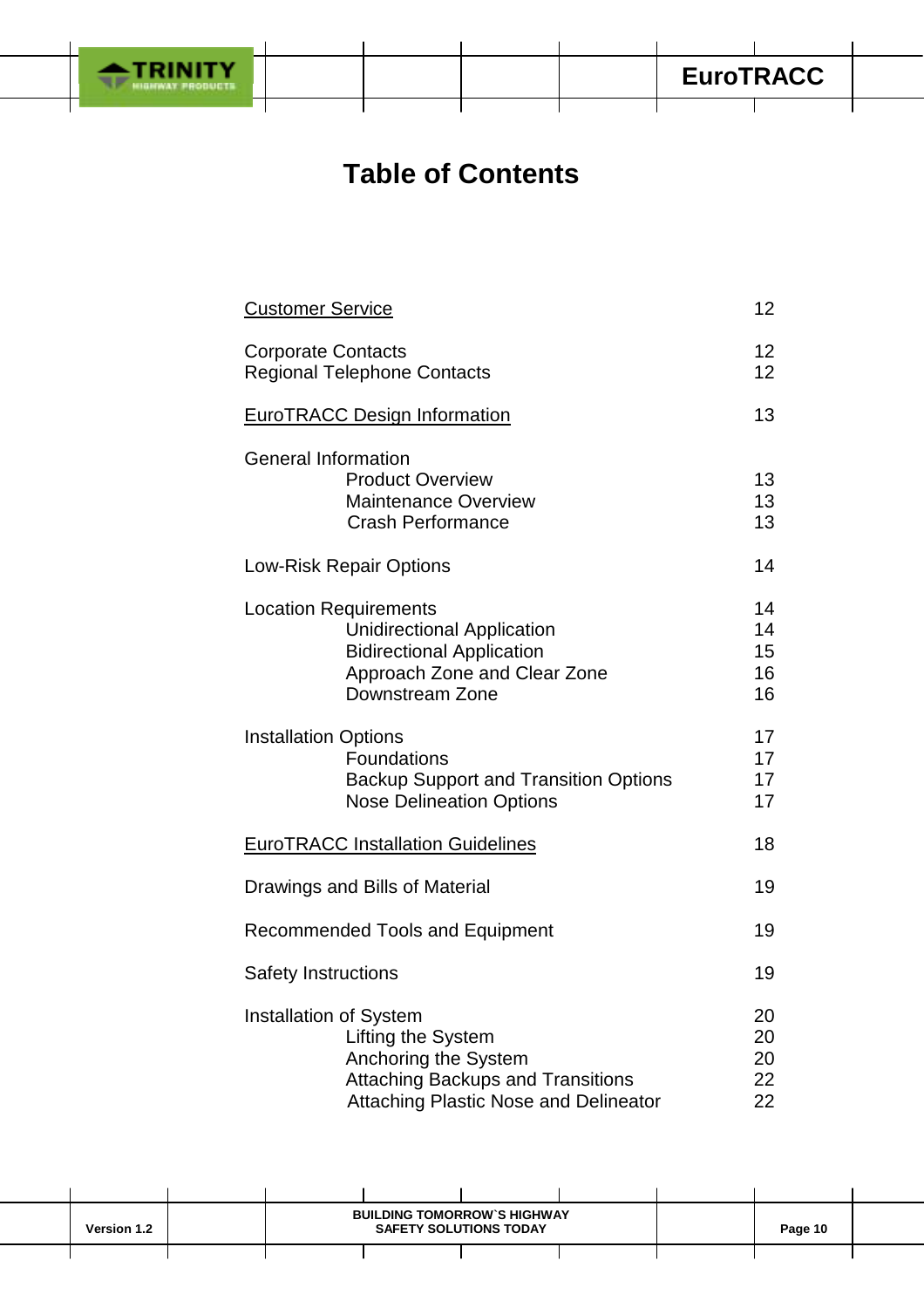# Table of Contents

| | |
|---|---|
| Customer Service | 12 |
| Corporate Contacts | 12 |
| Regional Telephone Contacts | 12 |
| EuroTRACC Design Information | 13 |
| General Information | |
| Product Overview | 13 |
| Maintenance Overview | 13 |
| Crash Performance | 13 |
| Low-Risk Repair Options | 14 |
| Location Requirements | 14 |
| Unidirectional Application | 14 |
| Bidirectional Application | 15 |
| Approach Zone and Clear Zone | 16 |
| Downstream Zone | 16 |
| Installation Options | 17 |
| Foundations | 17 |
| Backup Support and Transition Options | 17 |
| Nose Delineation Options | 17 |
| EuroTRACC Installation Guidelines | 18 |
| Drawings and Bills of Material | 19 |
| Recommended Tools and Equipment | 19 |
| Safety Instructions | 19 |
| Installation of System | 20 |
| Lifting the System | 20 |
| Anchoring the System | 20 |
| Attaching Backups and Transitions | 22 |
| Attaching Plastic Nose and Delineator | 22 |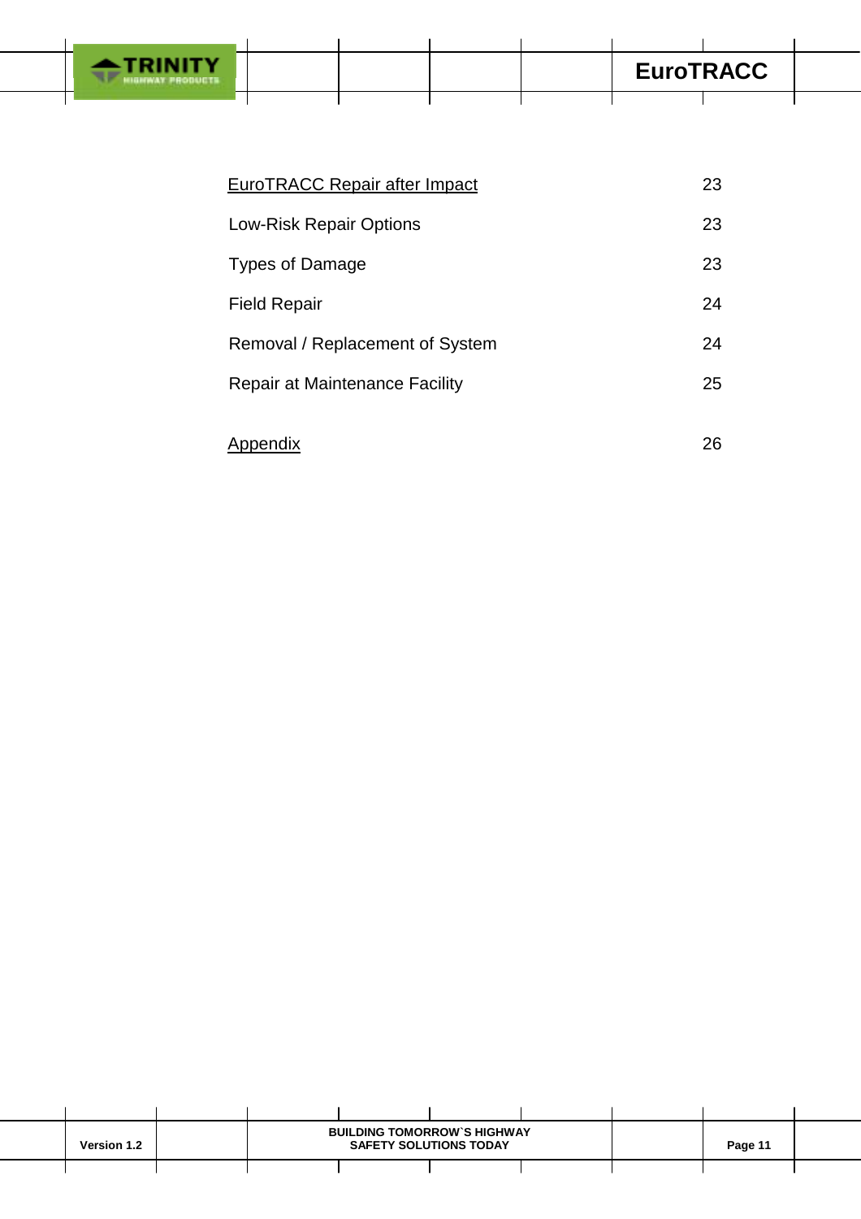| | |
|---|---|
| EuroTRACC Repair after Impact | 23 |
| Low-Risk Repair Options | 23 |
| Types of Damage | 23 |
| Field Repair | 24 |
| Removal / Replacement of System | 24 |
| Repair at Maintenance Facility | 25 |
| Appendix | 26 |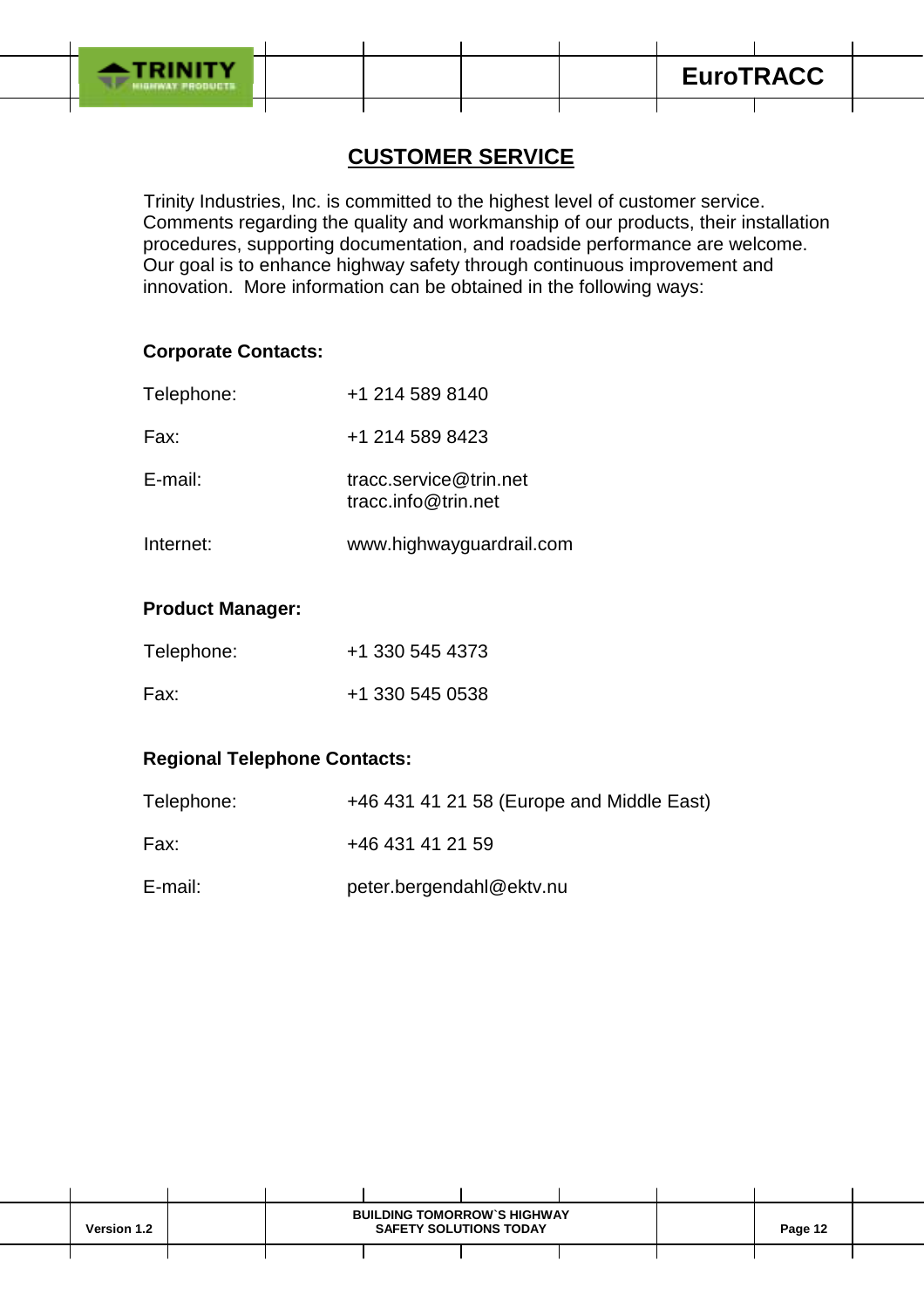## CUSTOMER SERVICE

Trinity Industries, Inc. is committed to the highest level of customer service. Comments regarding the quality and workmanship of our products, their installation procedures, supporting documentation, and roadside performance are welcome. Our goal is to enhance highway safety through continuous improvement and innovation. More information can be obtained in the following ways:

**Corporate Contacts:**

Telephone: +1 214 589 8140

Fax: +1 214 589 8423

E-mail: tracc.service@trin.net
tracc.info@trin.net

Internet: www.highwayguardrail.com

**Product Manager:**

Telephone: +1 330 545 4373

Fax: +1 330 545 0538

**Regional Telephone Contacts:**

Telephone: +46 431 41 21 58 (Europe and Middle East)

Fax: +46 431 41 21 59

E-mail: peter.bergendahl@ektv.nu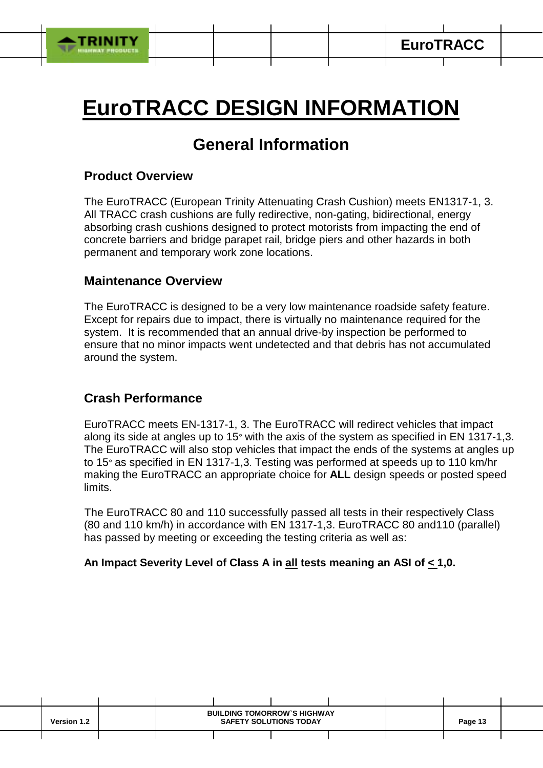# EuroTRACC DESIGN INFORMATION

## General Information

### Product Overview

The EuroTRACC (European Trinity Attenuating Crash Cushion) meets EN1317-1, 3. All TRACC crash cushions are fully redirective, non-gating, bidirectional, energy absorbing crash cushions designed to protect motorists from impacting the end of concrete barriers and bridge parapet rail, bridge piers and other hazards in both permanent and temporary work zone locations.

### Maintenance Overview

The EuroTRACC is designed to be a very low maintenance roadside safety feature. Except for repairs due to impact, there is virtually no maintenance required for the system. It is recommended that an annual drive-by inspection be performed to ensure that no minor impacts went undetected and that debris has not accumulated around the system.

### Crash Performance

EuroTRACC meets EN-1317-1, 3. The EuroTRACC will redirect vehicles that impact along its side at angles up to 15° with the axis of the system as specified in EN 1317-1,3. The EuroTRACC will also stop vehicles that impact the ends of the systems at angles up to 15° as specified in EN 1317-1,3. Testing was performed at speeds up to 110 km/hr making the EuroTRACC an appropriate choice for **ALL** design speeds or posted speed limits.

The EuroTRACC 80 and 110 successfully passed all tests in their respectively Class (80 and 110 km/h) in accordance with EN 1317-1,3. EuroTRACC 80 and110 (parallel) has passed by meeting or exceeding the testing criteria as well as:

**An Impact Severity Level of Class A in all tests meaning an ASI of ≤ 1,0.**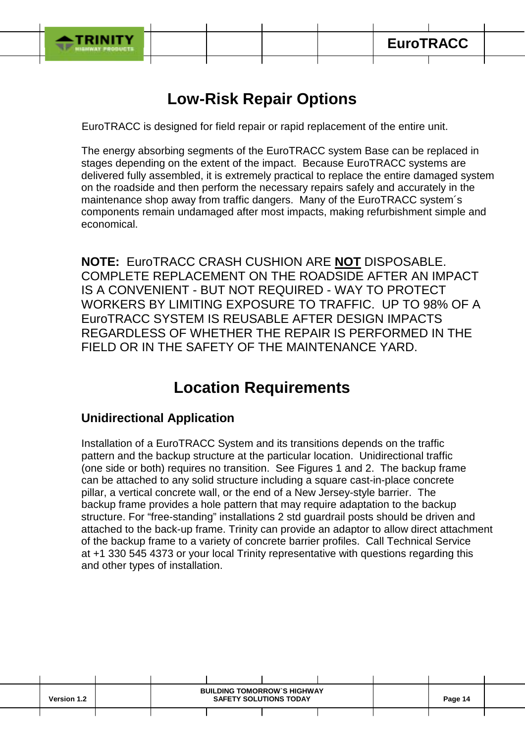# Low-Risk Repair Options

EuroTRACC is designed for field repair or rapid replacement of the entire unit.

The energy absorbing segments of the EuroTRACC system Base can be replaced in stages depending on the extent of the impact. Because EuroTRACC systems are delivered fully assembled, it is extremely practical to replace the entire damaged system on the roadside and then perform the necessary repairs safely and accurately in the maintenance shop away from traffic dangers. Many of the EuroTRACC system´s components remain undamaged after most impacts, making refurbishment simple and economical.

**NOTE:** EuroTRACC CRASH CUSHION ARE **NOT** DISPOSABLE. COMPLETE REPLACEMENT ON THE ROADSIDE AFTER AN IMPACT IS A CONVENIENT - BUT NOT REQUIRED - WAY TO PROTECT WORKERS BY LIMITING EXPOSURE TO TRAFFIC. UP TO 98% OF A EuroTRACC SYSTEM IS REUSABLE AFTER DESIGN IMPACTS REGARDLESS OF WHETHER THE REPAIR IS PERFORMED IN THE FIELD OR IN THE SAFETY OF THE MAINTENANCE YARD.

# Location Requirements

### Unidirectional Application

Installation of a EuroTRACC System and its transitions depends on the traffic pattern and the backup structure at the particular location. Unidirectional traffic (one side or both) requires no transition. See Figures 1 and 2. The backup frame can be attached to any solid structure including a square cast-in-place concrete pillar, a vertical concrete wall, or the end of a New Jersey-style barrier. The backup frame provides a hole pattern that may require adaptation to the backup structure. For "free-standing" installations 2 std guardrail posts should be driven and attached to the back-up frame. Trinity can provide an adaptor to allow direct attachment of the backup frame to a variety of concrete barrier profiles. Call Technical Service at +1 330 545 4373 or your local Trinity representative with questions regarding this and other types of installation.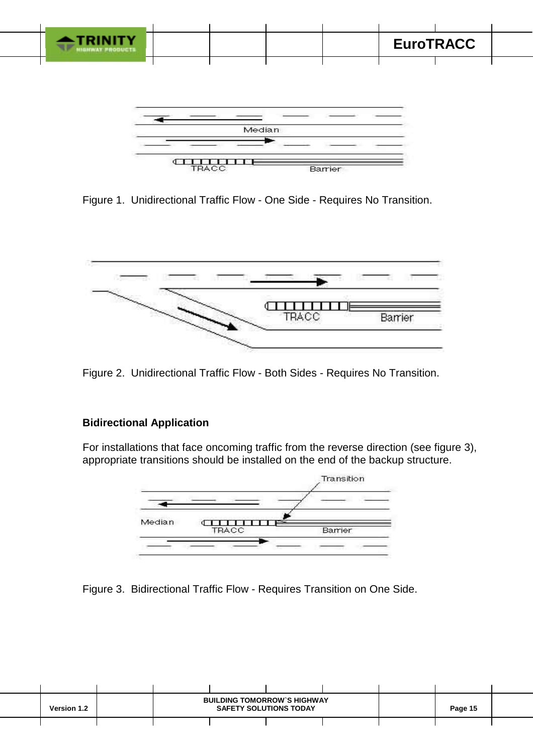Figure 1. Unidirectional Traffic Flow - One Side - Requires No Transition.

Figure 2. Unidirectional Traffic Flow - Both Sides - Requires No Transition.

**Bidirectional Application**

For installations that face oncoming traffic from the reverse direction (see figure 3), appropriate transitions should be installed on the end of the backup structure.

Figure 3. Bidirectional Traffic Flow - Requires Transition on One Side.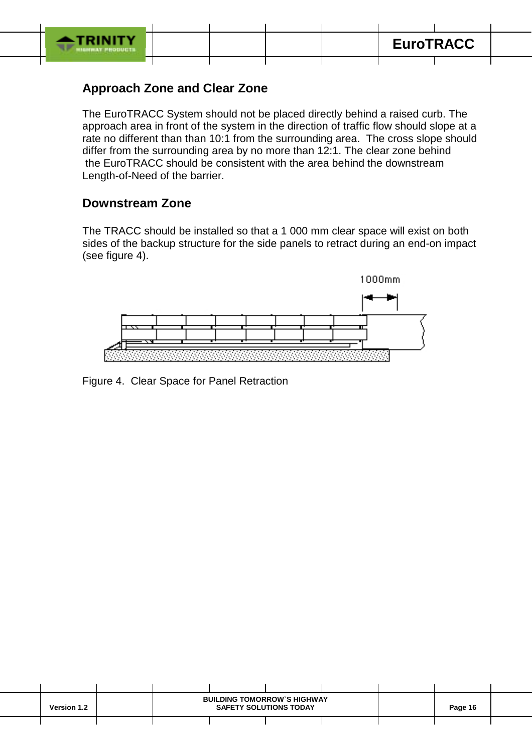## Approach Zone and Clear Zone

The EuroTRACC System should not be placed directly behind a raised curb. The approach area in front of the system in the direction of traffic flow should slope at a rate no different than than 10:1 from the surrounding area. The cross slope should differ from the surrounding area by no more than 12:1. The clear zone behind the EuroTRACC should be consistent with the area behind the downstream Length-of-Need of the barrier.

## Downstream Zone

The TRACC should be installed so that a 1 000 mm clear space will exist on both sides of the backup structure for the side panels to retract during an end-on impact (see figure 4).

1000mm

Figure 4. Clear Space for Panel Retraction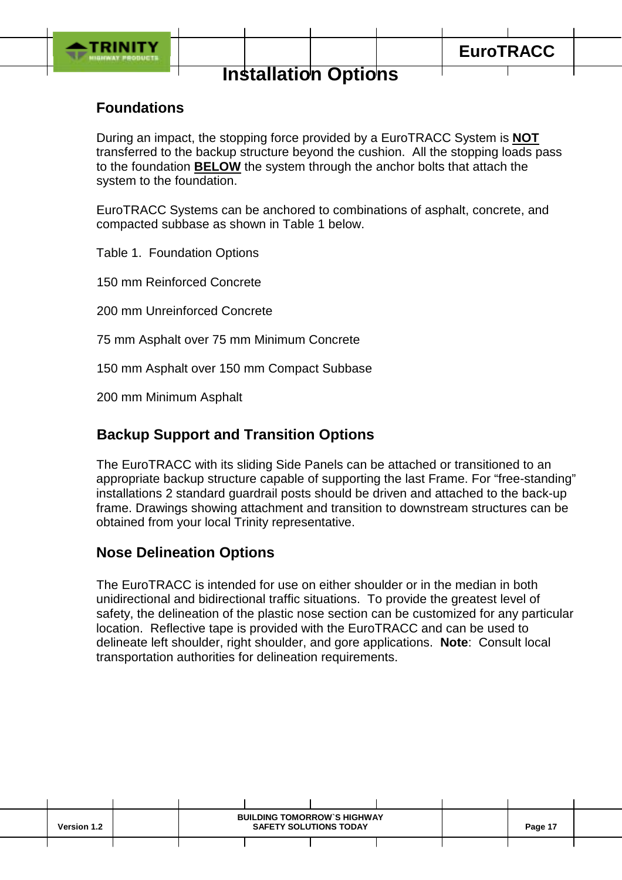# Installation Options

## Foundations

During an impact, the stopping force provided by a EuroTRACC System is **NOT** transferred to the backup structure beyond the cushion. All the stopping loads pass to the foundation **BELOW** the system through the anchor bolts that attach the system to the foundation.

EuroTRACC Systems can be anchored to combinations of asphalt, concrete, and compacted subbase as shown in Table 1 below.

Table 1. Foundation Options

150 mm Reinforced Concrete

200 mm Unreinforced Concrete

75 mm Asphalt over 75 mm Minimum Concrete

150 mm Asphalt over 150 mm Compact Subbase

200 mm Minimum Asphalt

## Backup Support and Transition Options

The EuroTRACC with its sliding Side Panels can be attached or transitioned to an appropriate backup structure capable of supporting the last Frame. For "free-standing" installations 2 standard guardrail posts should be driven and attached to the back-up frame. Drawings showing attachment and transition to downstream structures can be obtained from your local Trinity representative.

## Nose Delineation Options

The EuroTRACC is intended for use on either shoulder or in the median in both unidirectional and bidirectional traffic situations. To provide the greatest level of safety, the delineation of the plastic nose section can be customized for any particular location. Reflective tape is provided with the EuroTRACC and can be used to delineate left shoulder, right shoulder, and gore applications. **Note**: Consult local transportation authorities for delineation requirements.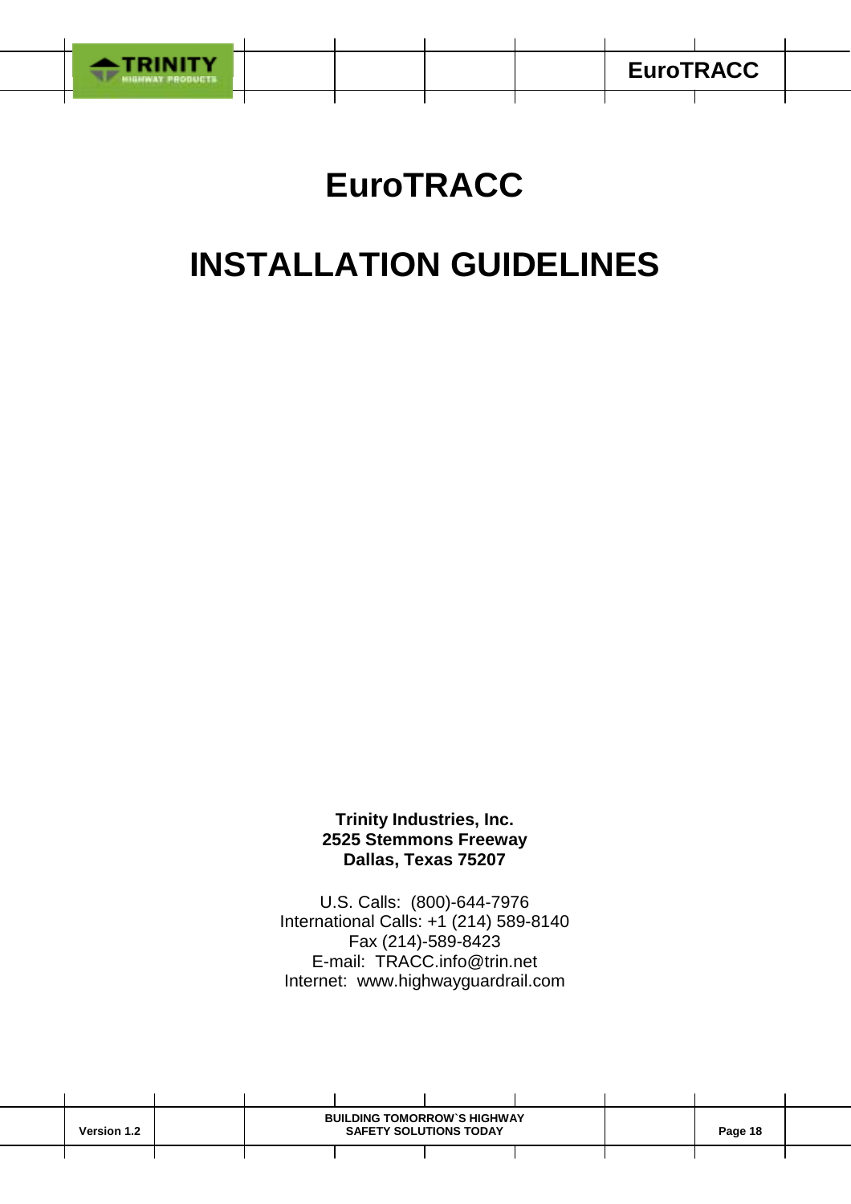# EuroTRACC

# INSTALLATION GUIDELINES

**Trinity Industries, Inc.**
**2525 Stemmons Freeway**
**Dallas, Texas 75207**

U.S. Calls: (800)-644-7976
International Calls: +1 (214) 589-8140
Fax (214)-589-8423
E-mail: TRACC.info@trin.net
Internet: www.highwayguardrail.com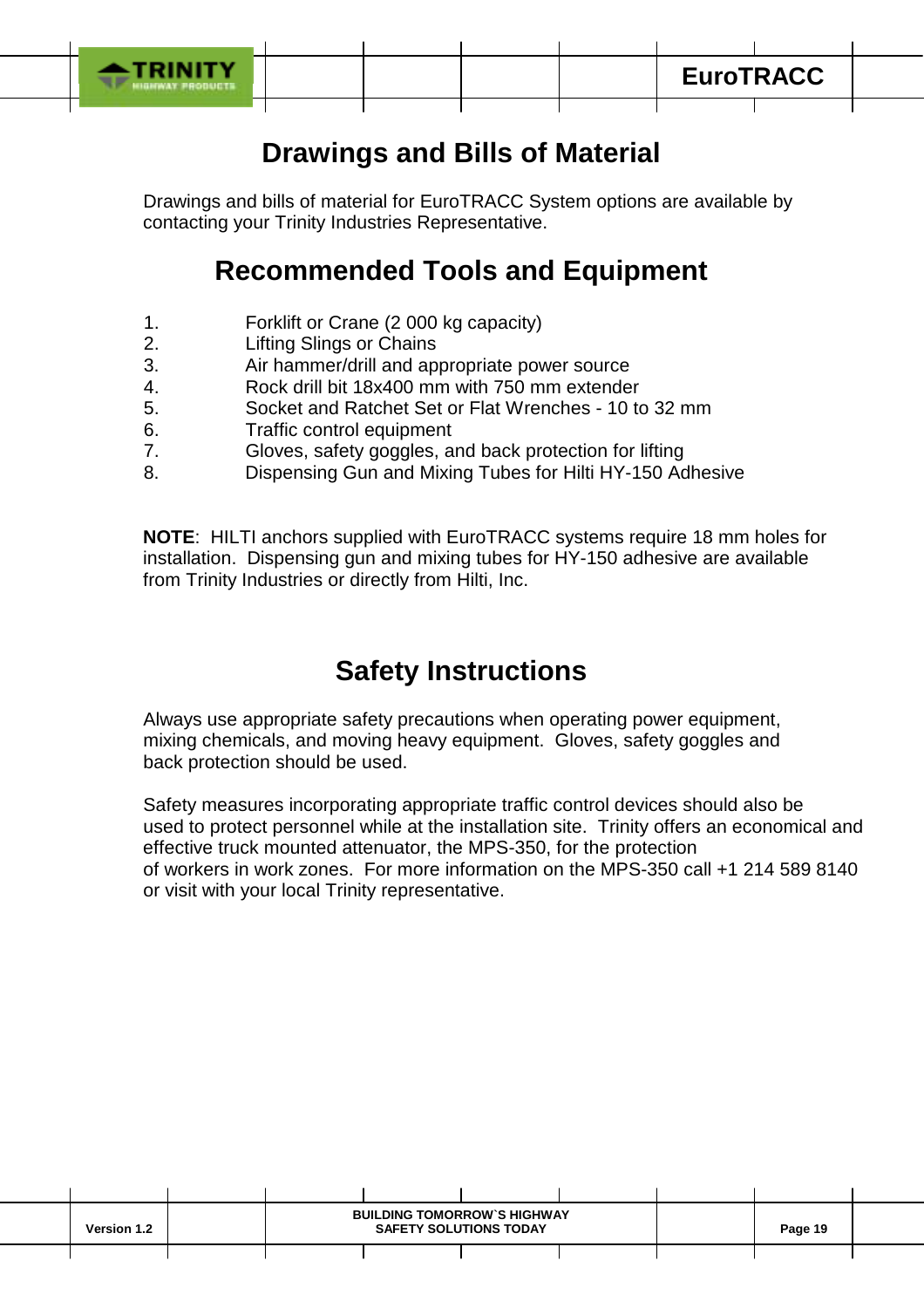# Drawings and Bills of Material

Drawings and bills of material for EuroTRACC System options are available by contacting your Trinity Industries Representative.

# Recommended Tools and Equipment

1. Forklift or Crane (2 000 kg capacity)
2. Lifting Slings or Chains
3. Air hammer/drill and appropriate power source
4. Rock drill bit 18x400 mm with 750 mm extender
5. Socket and Ratchet Set or Flat Wrenches - 10 to 32 mm
6. Traffic control equipment
7. Gloves, safety goggles, and back protection for lifting
8. Dispensing Gun and Mixing Tubes for Hilti HY-150 Adhesive

**NOTE**: HILTI anchors supplied with EuroTRACC systems require 18 mm holes for installation. Dispensing gun and mixing tubes for HY-150 adhesive are available from Trinity Industries or directly from Hilti, Inc.

# Safety Instructions

Always use appropriate safety precautions when operating power equipment, mixing chemicals, and moving heavy equipment. Gloves, safety goggles and back protection should be used.

Safety measures incorporating appropriate traffic control devices should also be used to protect personnel while at the installation site. Trinity offers an economical and effective truck mounted attenuator, the MPS-350, for the protection of workers in work zones. For more information on the MPS-350 call +1 214 589 8140 or visit with your local Trinity representative.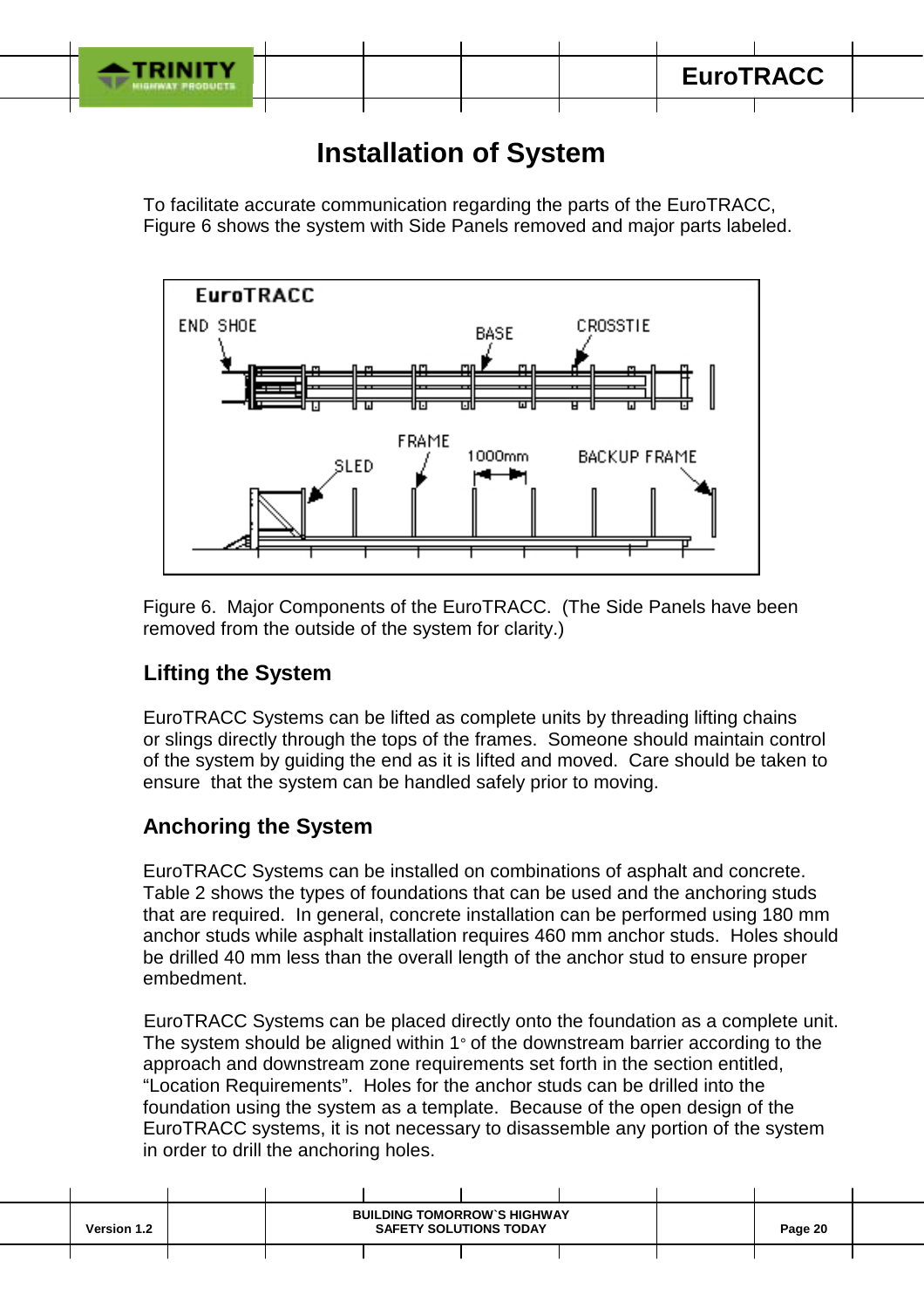# Installation of System

To facilitate accurate communication regarding the parts of the EuroTRACC, Figure 6 shows the system with Side Panels removed and major parts labeled.

Figure 6. Major Components of the EuroTRACC. (The Side Panels have been removed from the outside of the system for clarity.)

## Lifting the System

EuroTRACC Systems can be lifted as complete units by threading lifting chains or slings directly through the tops of the frames. Someone should maintain control of the system by guiding the end as it is lifted and moved. Care should be taken to ensure that the system can be handled safely prior to moving.

## Anchoring the System

EuroTRACC Systems can be installed on combinations of asphalt and concrete. Table 2 shows the types of foundations that can be used and the anchoring studs that are required. In general, concrete installation can be performed using 180 mm anchor studs while asphalt installation requires 460 mm anchor studs. Holes should be drilled 40 mm less than the overall length of the anchor stud to ensure proper embedment.

EuroTRACC Systems can be placed directly onto the foundation as a complete unit. The system should be aligned within 1° of the downstream barrier according to the approach and downstream zone requirements set forth in the section entitled, “Location Requirements”. Holes for the anchor studs can be drilled into the foundation using the system as a template. Because of the open design of the EuroTRACC systems, it is not necessary to disassemble any portion of the system in order to drill the anchoring holes.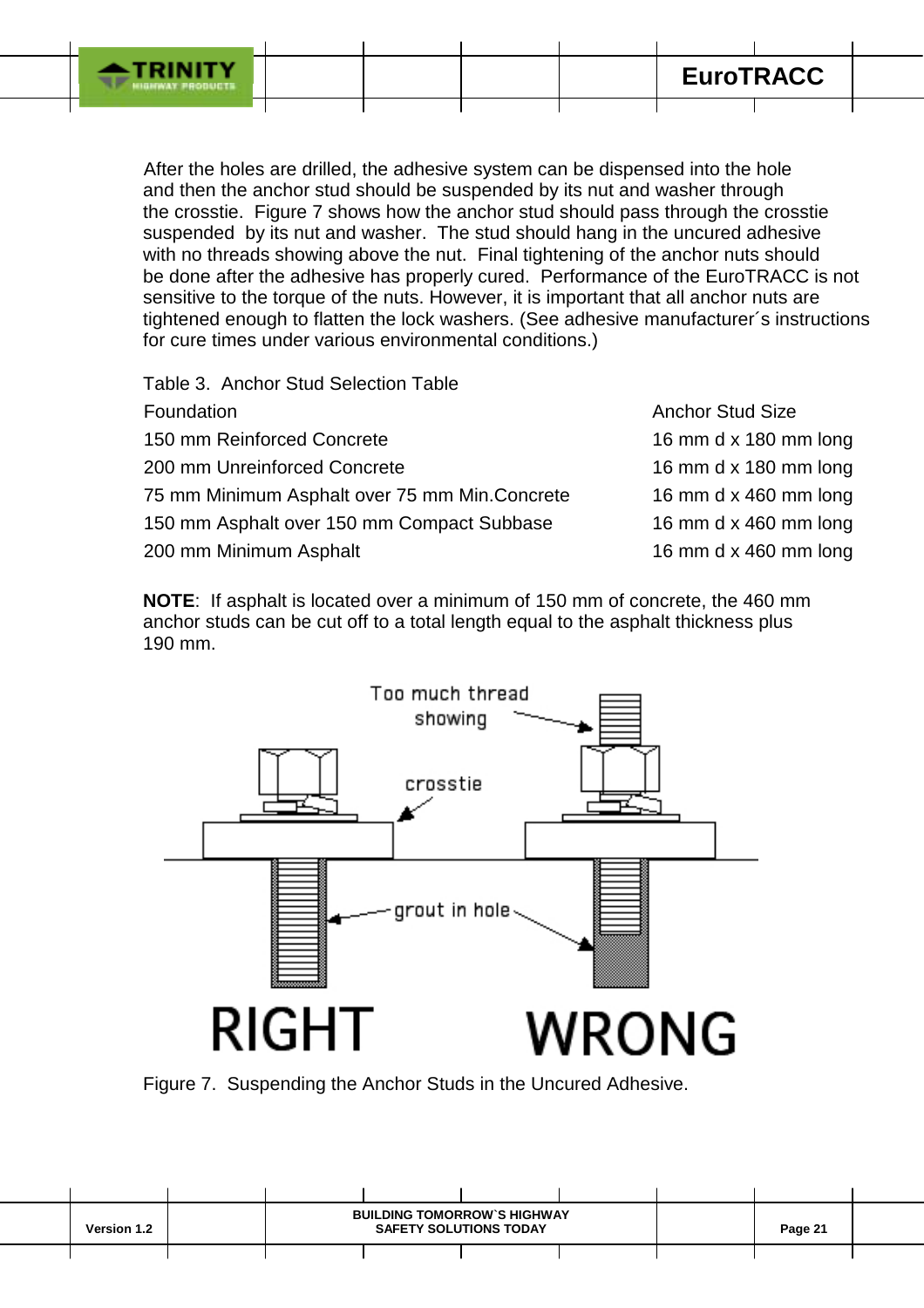After the holes are drilled, the adhesive system can be dispensed into the hole and then the anchor stud should be suspended by its nut and washer through the crosstie. Figure 7 shows how the anchor stud should pass through the crosstie suspended by its nut and washer. The stud should hang in the uncured adhesive with no threads showing above the nut. Final tightening of the anchor nuts should be done after the adhesive has properly cured. Performance of the EuroTRACC is not sensitive to the torque of the nuts. However, it is important that all anchor nuts are tightened enough to flatten the lock washers. (See adhesive manufacturer´s instructions for cure times under various environmental conditions.)

Table 3. Anchor Stud Selection Table

| Foundation | Anchor Stud Size |
|---|---|
| 150 mm Reinforced Concrete | 16 mm d x 180 mm long |
| 200 mm Unreinforced Concrete | 16 mm d x 180 mm long |
| 75 mm Minimum Asphalt over 75 mm Min.Concrete | 16 mm d x 460 mm long |
| 150 mm Asphalt over 150 mm Compact Subbase | 16 mm d x 460 mm long |
| 200 mm Minimum Asphalt | 16 mm d x 460 mm long |

**NOTE**: If asphalt is located over a minimum of 150 mm of concrete, the 460 mm anchor studs can be cut off to a total length equal to the asphalt thickness plus 190 mm.

Figure 7. Suspending the Anchor Studs in the Uncured Adhesive.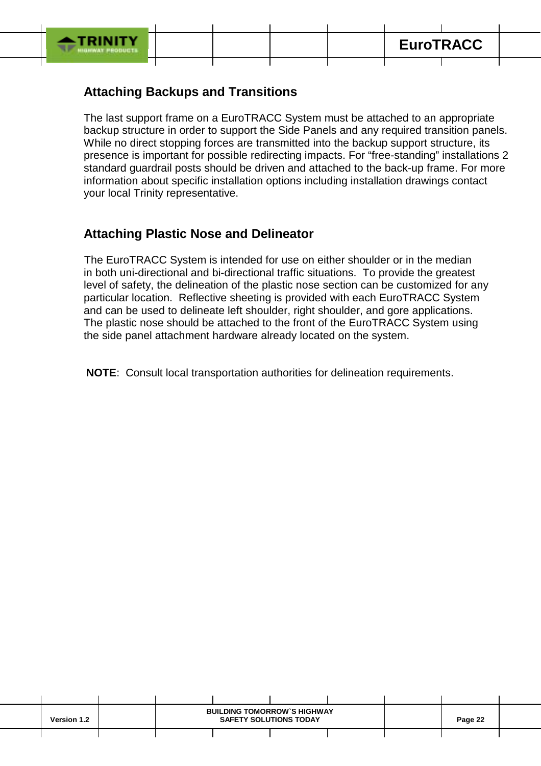## Attaching Backups and Transitions

The last support frame on a EuroTRACC System must be attached to an appropriate backup structure in order to support the Side Panels and any required transition panels. While no direct stopping forces are transmitted into the backup support structure, its presence is important for possible redirecting impacts. For “free-standing” installations 2 standard guardrail posts should be driven and attached to the back-up frame. For more information about specific installation options including installation drawings contact your local Trinity representative.

## Attaching Plastic Nose and Delineator

The EuroTRACC System is intended for use on either shoulder or in the median in both uni-directional and bi-directional traffic situations. To provide the greatest level of safety, the delineation of the plastic nose section can be customized for any particular location. Reflective sheeting is provided with each EuroTRACC System and can be used to delineate left shoulder, right shoulder, and gore applications. The plastic nose should be attached to the front of the EuroTRACC System using the side panel attachment hardware already located on the system.

**NOTE**: Consult local transportation authorities for delineation requirements.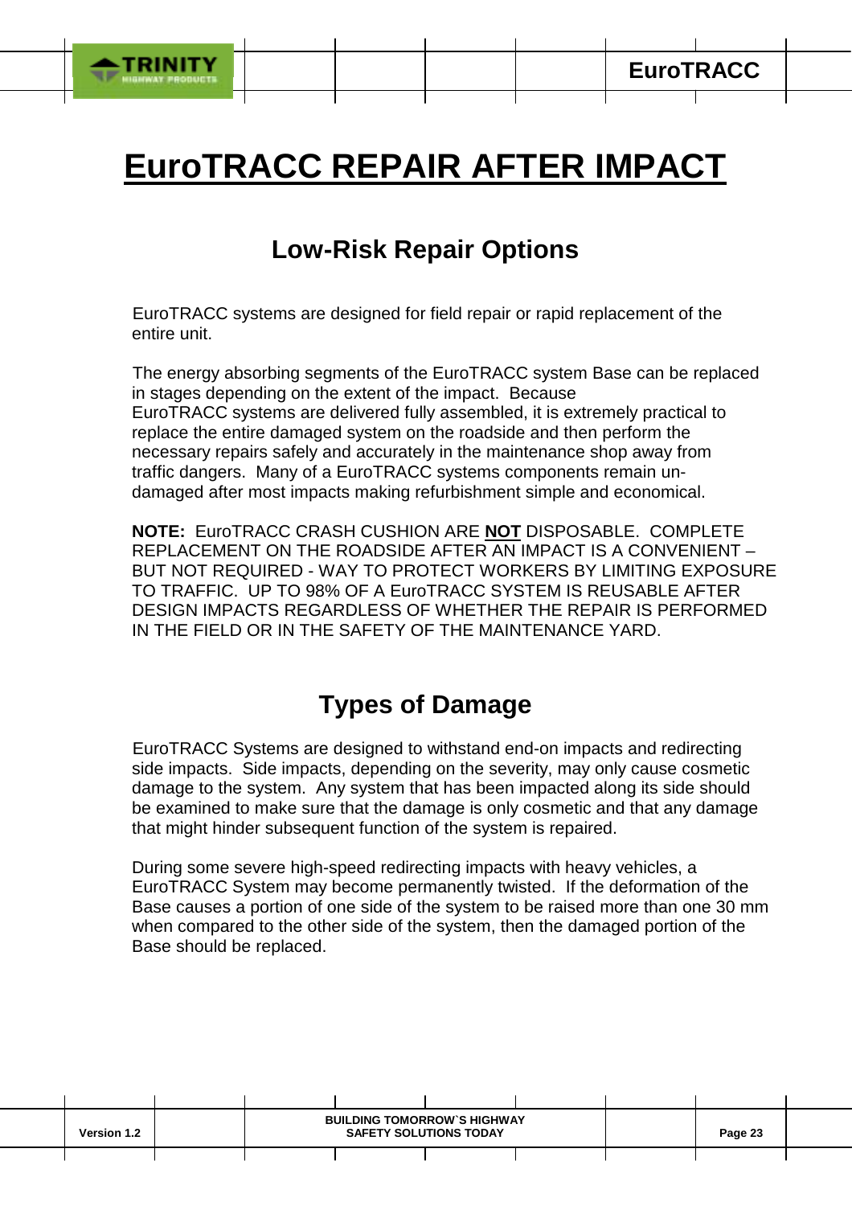# EuroTRACC REPAIR AFTER IMPACT

## Low-Risk Repair Options

EuroTRACC systems are designed for field repair or rapid replacement of the entire unit.

The energy absorbing segments of the EuroTRACC system Base can be replaced in stages depending on the extent of the impact. Because EuroTRACC systems are delivered fully assembled, it is extremely practical to replace the entire damaged system on the roadside and then perform the necessary repairs safely and accurately in the maintenance shop away from traffic dangers. Many of a EuroTRACC systems components remain un-damaged after most impacts making refurbishment simple and economical.

**NOTE:** EuroTRACC CRASH CUSHION ARE **NOT** DISPOSABLE. COMPLETE REPLACEMENT ON THE ROADSIDE AFTER AN IMPACT IS A CONVENIENT – BUT NOT REQUIRED - WAY TO PROTECT WORKERS BY LIMITING EXPOSURE TO TRAFFIC. UP TO 98% OF A EuroTRACC SYSTEM IS REUSABLE AFTER DESIGN IMPACTS REGARDLESS OF WHETHER THE REPAIR IS PERFORMED IN THE FIELD OR IN THE SAFETY OF THE MAINTENANCE YARD.

## Types of Damage

EuroTRACC Systems are designed to withstand end-on impacts and redirecting side impacts. Side impacts, depending on the severity, may only cause cosmetic damage to the system. Any system that has been impacted along its side should be examined to make sure that the damage is only cosmetic and that any damage that might hinder subsequent function of the system is repaired.

During some severe high-speed redirecting impacts with heavy vehicles, a EuroTRACC System may become permanently twisted. If the deformation of the Base causes a portion of one side of the system to be raised more than one 30 mm when compared to the other side of the system, then the damaged portion of the Base should be replaced.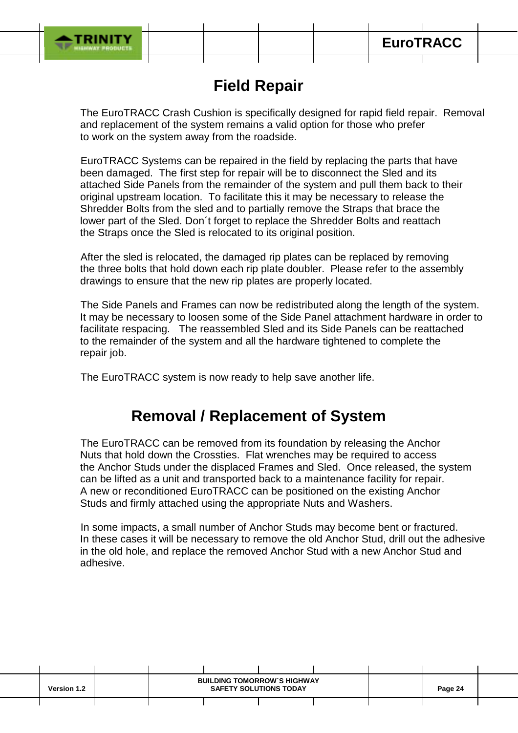# Field Repair

The EuroTRACC Crash Cushion is specifically designed for rapid field repair. Removal and replacement of the system remains a valid option for those who prefer to work on the system away from the roadside.

EuroTRACC Systems can be repaired in the field by replacing the parts that have been damaged. The first step for repair will be to disconnect the Sled and its attached Side Panels from the remainder of the system and pull them back to their original upstream location. To facilitate this it may be necessary to release the Shredder Bolts from the sled and to partially remove the Straps that brace the lower part of the Sled. Don´t forget to replace the Shredder Bolts and reattach the Straps once the Sled is relocated to its original position.

After the sled is relocated, the damaged rip plates can be replaced by removing the three bolts that hold down each rip plate doubler. Please refer to the assembly drawings to ensure that the new rip plates are properly located.

The Side Panels and Frames can now be redistributed along the length of the system. It may be necessary to loosen some of the Side Panel attachment hardware in order to facilitate respacing. The reassembled Sled and its Side Panels can be reattached to the remainder of the system and all the hardware tightened to complete the repair job.

The EuroTRACC system is now ready to help save another life.

# Removal / Replacement of System

The EuroTRACC can be removed from its foundation by releasing the Anchor Nuts that hold down the Crossties. Flat wrenches may be required to access the Anchor Studs under the displaced Frames and Sled. Once released, the system can be lifted as a unit and transported back to a maintenance facility for repair. A new or reconditioned EuroTRACC can be positioned on the existing Anchor Studs and firmly attached using the appropriate Nuts and Washers.

In some impacts, a small number of Anchor Studs may become bent or fractured. In these cases it will be necessary to remove the old Anchor Stud, drill out the adhesive in the old hole, and replace the removed Anchor Stud with a new Anchor Stud and adhesive.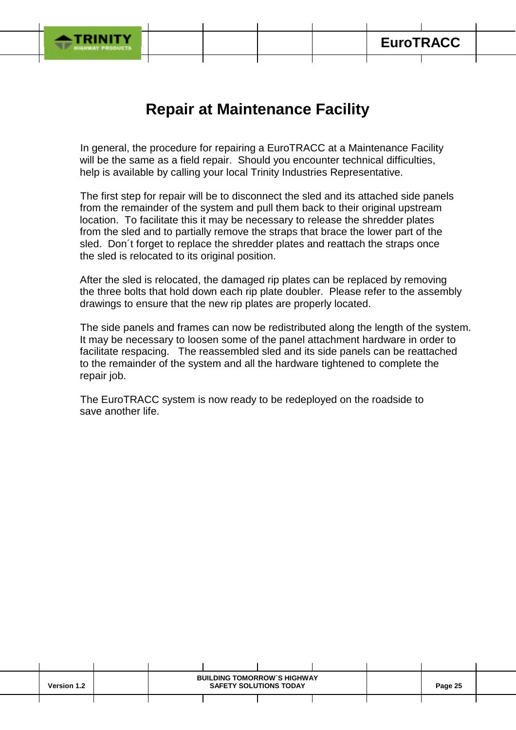# Repair at Maintenance Facility

In general, the procedure for repairing a EuroTRACC at a Maintenance Facility will be the same as a field repair. Should you encounter technical difficulties, help is available by calling your local Trinity Industries Representative.

The first step for repair will be to disconnect the sled and its attached side panels from the remainder of the system and pull them back to their original upstream location. To facilitate this it may be necessary to release the shredder plates from the sled and to partially remove the straps that brace the lower part of the sled. Don´t forget to replace the shredder plates and reattach the straps once the sled is relocated to its original position.

After the sled is relocated, the damaged rip plates can be replaced by removing the three bolts that hold down each rip plate doubler. Please refer to the assembly drawings to ensure that the new rip plates are properly located.

The side panels and frames can now be redistributed along the length of the system. It may be necessary to loosen some of the panel attachment hardware in order to facilitate respacing. The reassembled sled and its side panels can be reattached to the remainder of the system and all the hardware tightened to complete the repair job.

The EuroTRACC system is now ready to be redeployed on the roadside to save another life.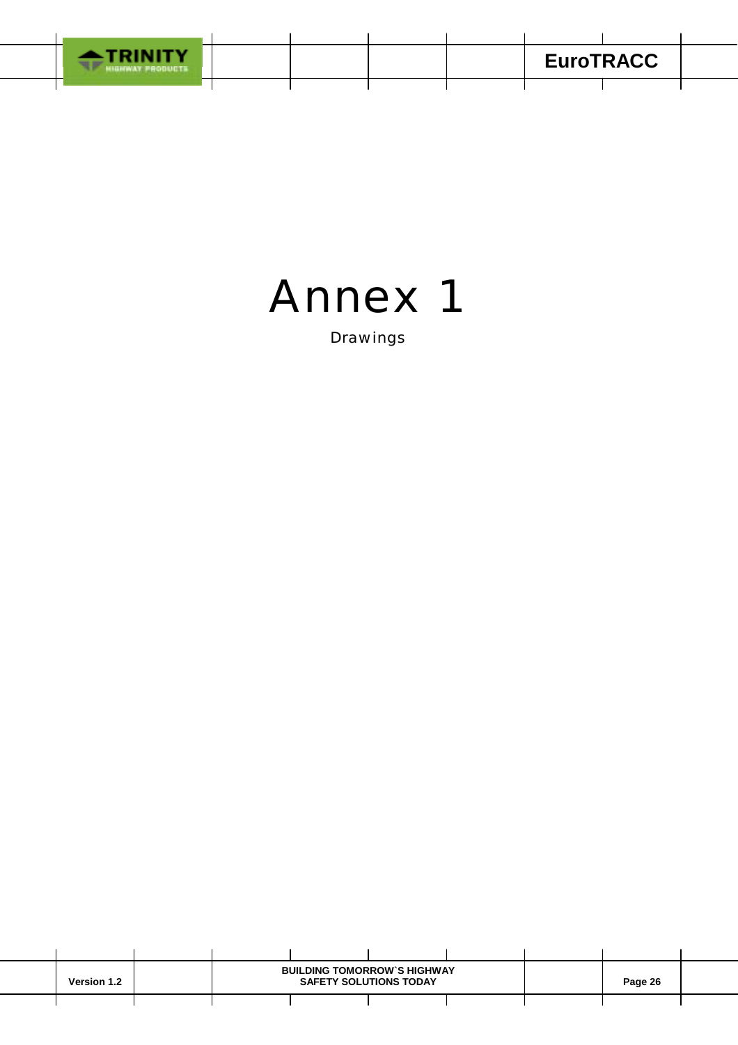# Annex 1

Drawings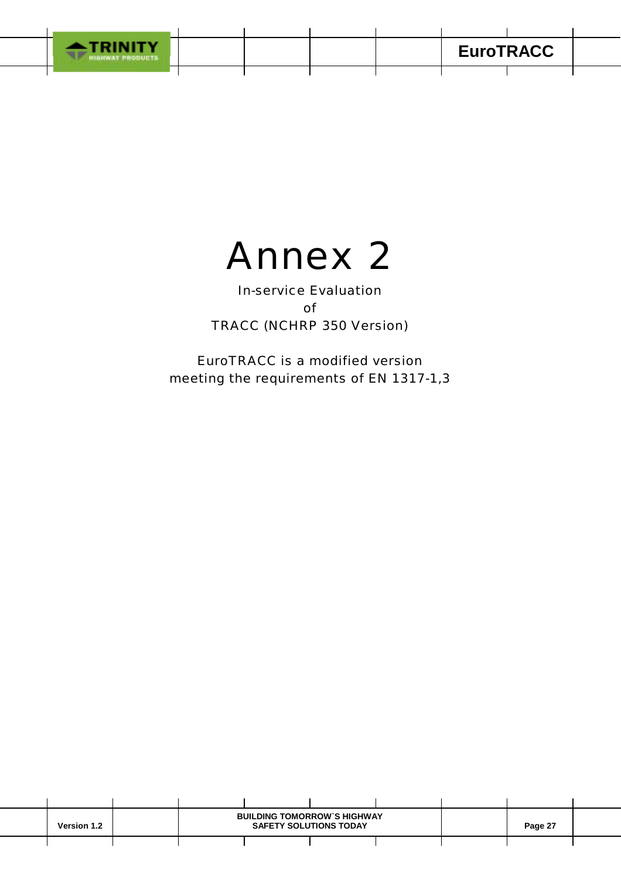# Annex 2

In-service Evaluation

of

TRACC (NCHRP 350 Version)

EuroTRACC is a modified version
meeting the requirements of EN 1317-1,3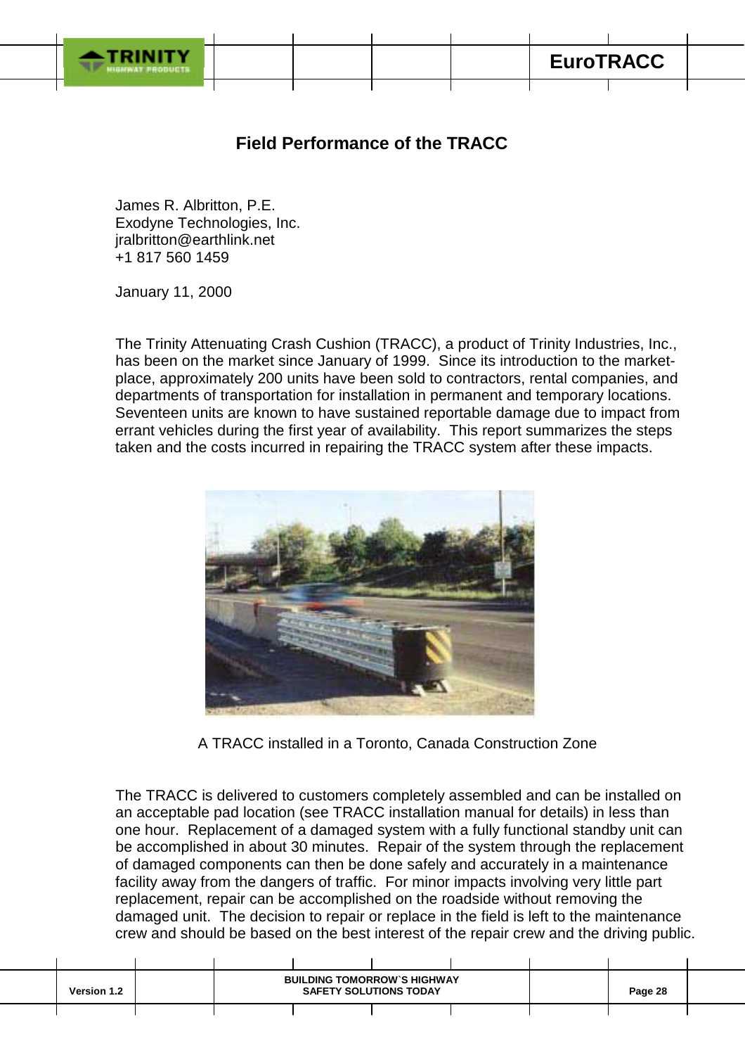## Field Performance of the TRACC

James R. Albritton, P.E.
Exodyne Technologies, Inc.
jralbritton@earthlink.net
+1 817 560 1459

January 11, 2000

The Trinity Attenuating Crash Cushion (TRACC), a product of Trinity Industries, Inc., has been on the market since January of 1999. Since its introduction to the market-place, approximately 200 units have been sold to contractors, rental companies, and departments of transportation for installation in permanent and temporary locations. Seventeen units are known to have sustained reportable damage due to impact from errant vehicles during the first year of availability. This report summarizes the steps taken and the costs incurred in repairing the TRACC system after these impacts.

A TRACC installed in a Toronto, Canada Construction Zone

The TRACC is delivered to customers completely assembled and can be installed on an acceptable pad location (see TRACC installation manual for details) in less than one hour. Replacement of a damaged system with a fully functional standby unit can be accomplished in about 30 minutes. Repair of the system through the replacement of damaged components can then be done safely and accurately in a maintenance facility away from the dangers of traffic. For minor impacts involving very little part replacement, repair can be accomplished on the roadside without removing the damaged unit. The decision to repair or replace in the field is left to the maintenance crew and should be based on the best interest of the repair crew and the driving public.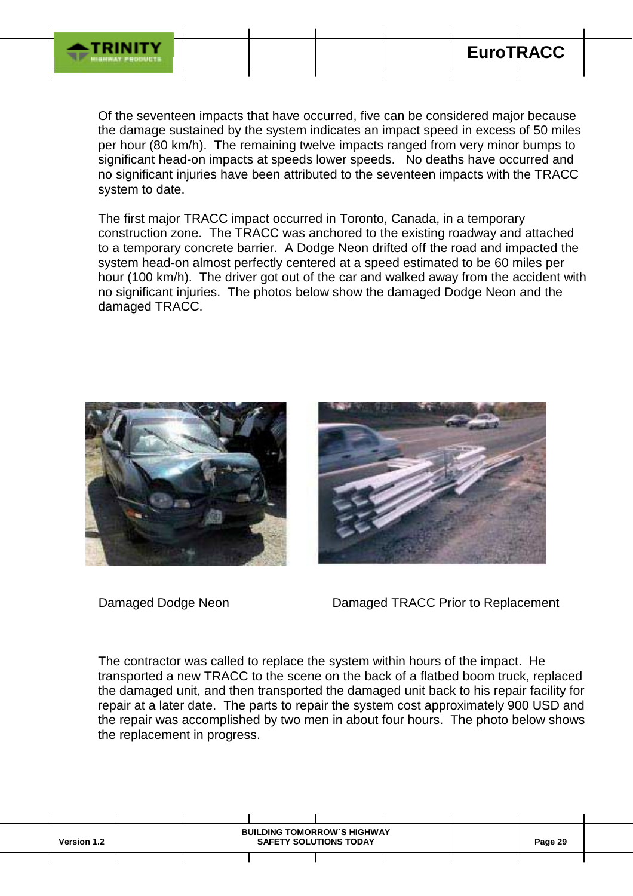Of the seventeen impacts that have occurred, five can be considered major because the damage sustained by the system indicates an impact speed in excess of 50 miles per hour (80 km/h). The remaining twelve impacts ranged from very minor bumps to significant head-on impacts at speeds lower speeds. No deaths have occurred and no significant injuries have been attributed to the seventeen impacts with the TRACC system to date.

The first major TRACC impact occurred in Toronto, Canada, in a temporary construction zone. The TRACC was anchored to the existing roadway and attached to a temporary concrete barrier. A Dodge Neon drifted off the road and impacted the system head-on almost perfectly centered at a speed estimated to be 60 miles per hour (100 km/h). The driver got out of the car and walked away from the accident with no significant injuries. The photos below show the damaged Dodge Neon and the damaged TRACC.

Damaged Dodge Neon

Damaged TRACC Prior to Replacement

The contractor was called to replace the system within hours of the impact. He transported a new TRACC to the scene on the back of a flatbed boom truck, replaced the damaged unit, and then transported the damaged unit back to his repair facility for repair at a later date. The parts to repair the system cost approximately 900 USD and the repair was accomplished by two men in about four hours. The photo below shows the replacement in progress.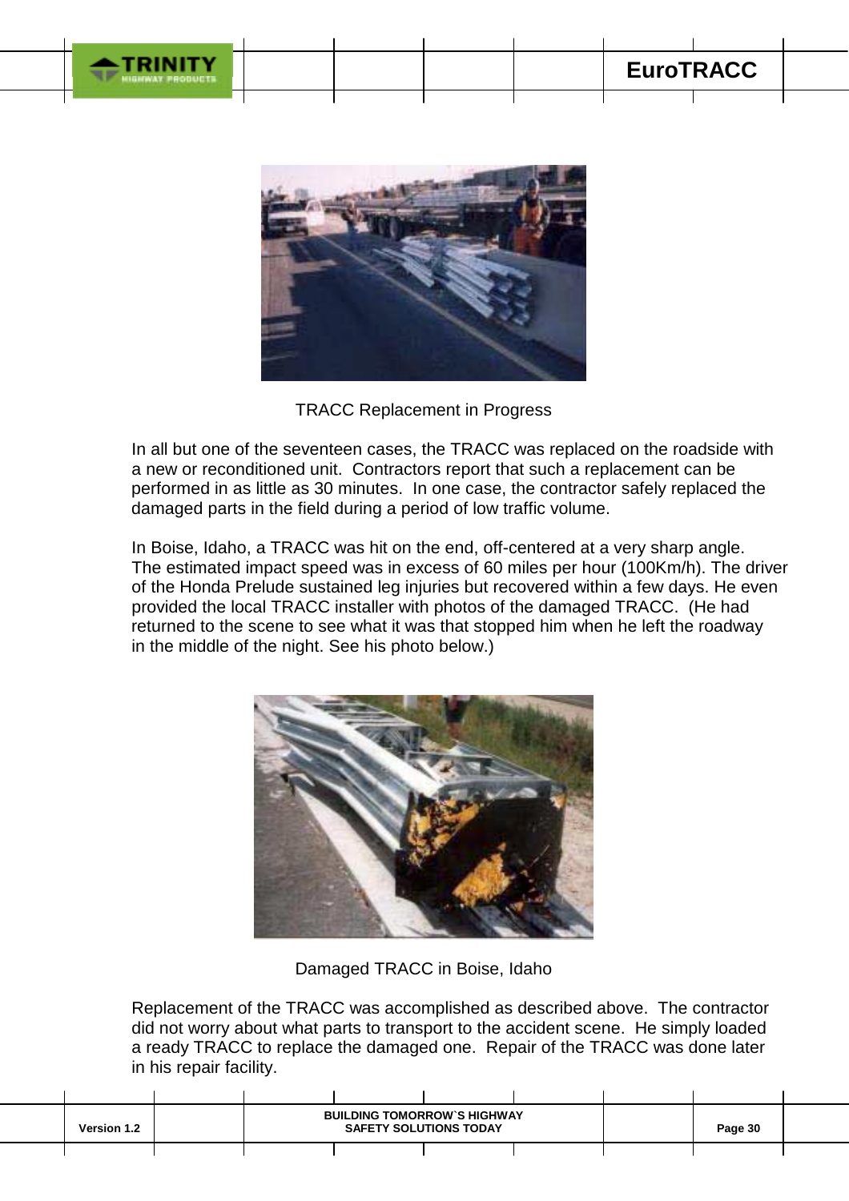TRACC Replacement in Progress

In all but one of the seventeen cases, the TRACC was replaced on the roadside with a new or reconditioned unit. Contractors report that such a replacement can be performed in as little as 30 minutes. In one case, the contractor safely replaced the damaged parts in the field during a period of low traffic volume.

In Boise, Idaho, a TRACC was hit on the end, off-centered at a very sharp angle. The estimated impact speed was in excess of 60 miles per hour (100Km/h). The driver of the Honda Prelude sustained leg injuries but recovered within a few days. He even provided the local TRACC installer with photos of the damaged TRACC. (He had returned to the scene to see what it was that stopped him when he left the roadway in the middle of the night. See his photo below.)

Damaged TRACC in Boise, Idaho

Replacement of the TRACC was accomplished as described above. The contractor did not worry about what parts to transport to the accident scene. He simply loaded a ready TRACC to replace the damaged one. Repair of the TRACC was done later in his repair facility.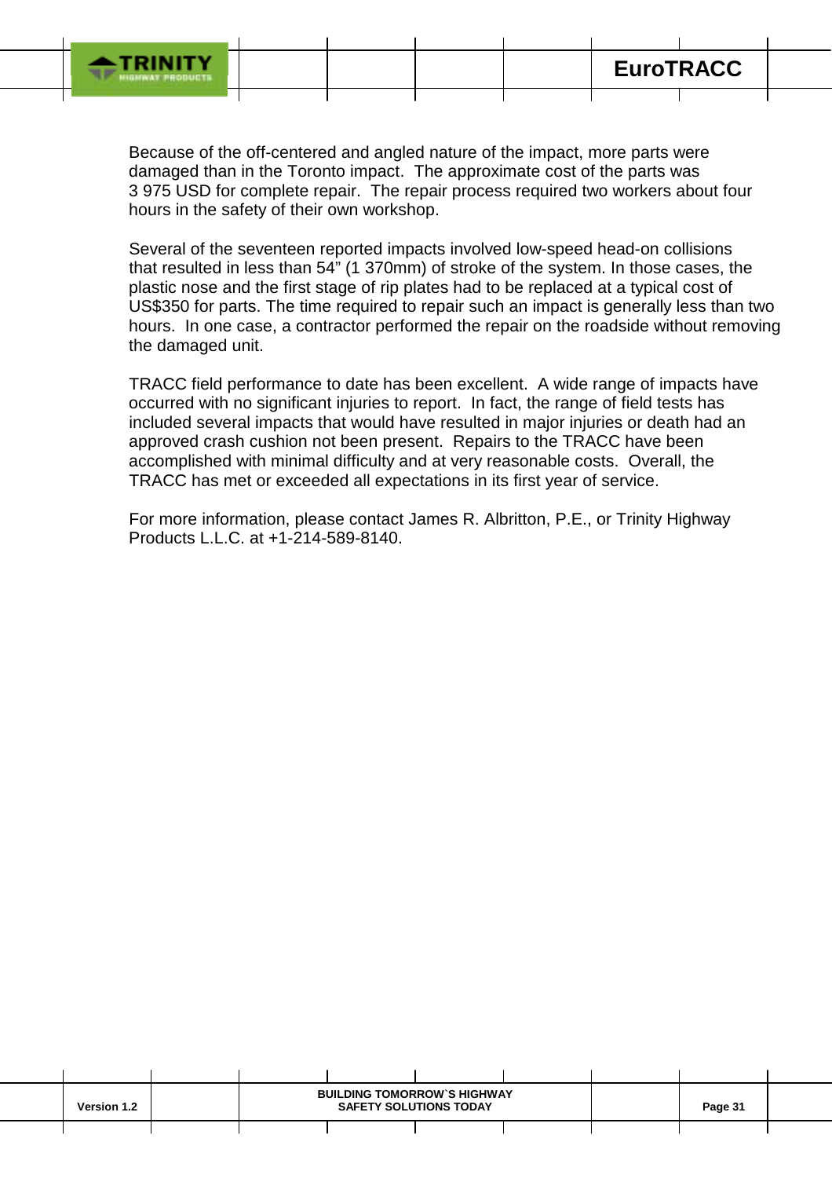Because of the off-centered and angled nature of the impact, more parts were damaged than in the Toronto impact. The approximate cost of the parts was 3 975 USD for complete repair. The repair process required two workers about four hours in the safety of their own workshop.

Several of the seventeen reported impacts involved low-speed head-on collisions that resulted in less than 54" (1 370mm) of stroke of the system. In those cases, the plastic nose and the first stage of rip plates had to be replaced at a typical cost of US$350 for parts. The time required to repair such an impact is generally less than two hours. In one case, a contractor performed the repair on the roadside without removing the damaged unit.

TRACC field performance to date has been excellent. A wide range of impacts have occurred with no significant injuries to report. In fact, the range of field tests has included several impacts that would have resulted in major injuries or death had an approved crash cushion not been present. Repairs to the TRACC have been accomplished with minimal difficulty and at very reasonable costs. Overall, the TRACC has met or exceeded all expectations in its first year of service.

For more information, please contact James R. Albritton, P.E., or Trinity Highway Products L.L.C. at +1-214-589-8140.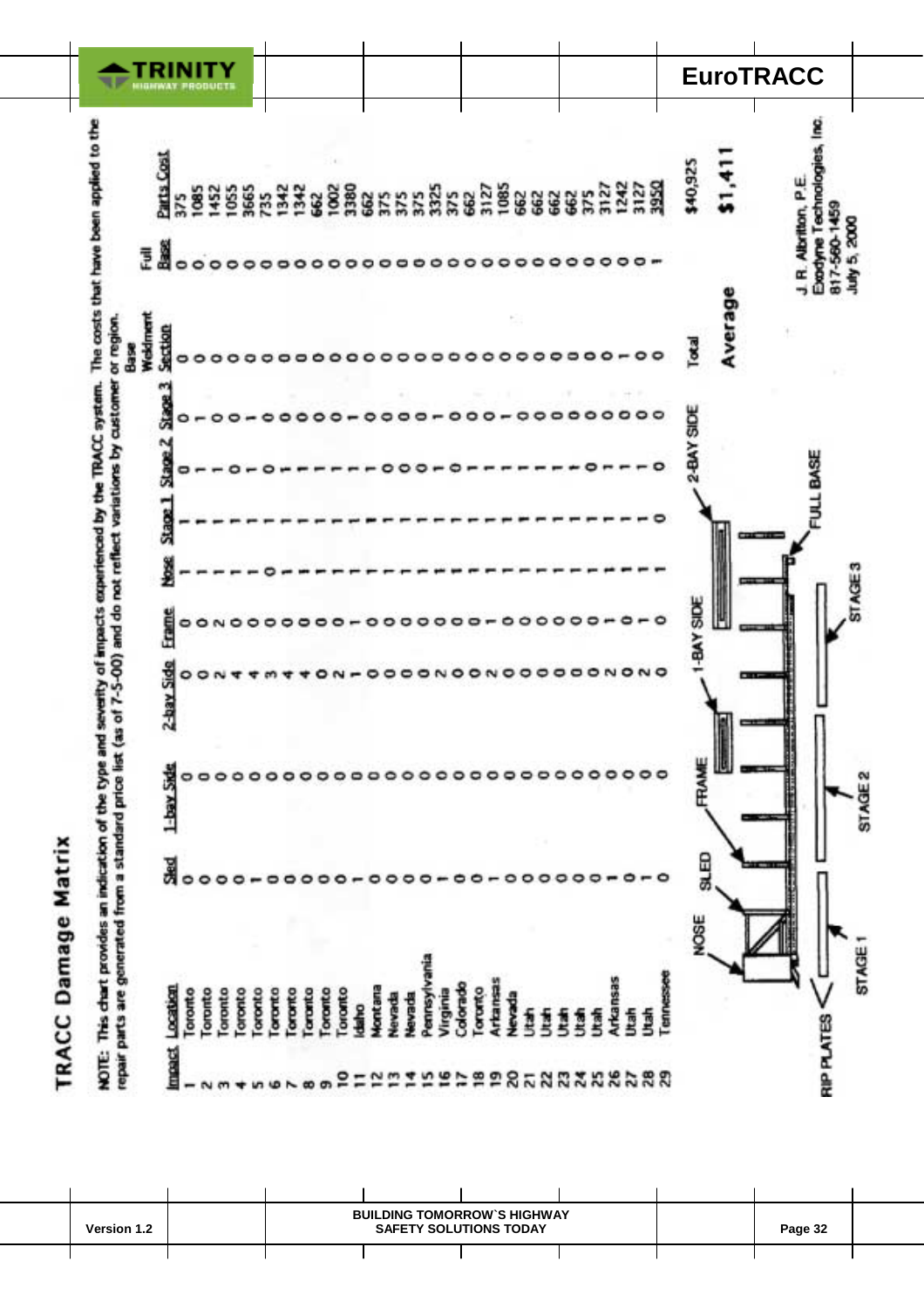# TRACC Damage Matrix

NOTE: This chart provides an indication of the type and severity of impacts experienced by the TRACC system. The costs that have been applied to the repair parts are generated from a standard price list (as of 7-5-00) and do not reflect variations by customer or region.

| Impact | Location | Sled | 1-bay Side | 2-bay Side | Frame | Nose | Stage 1 | Stage 2 | Stage 3 | Base Weldment Section | Full Base | Parts Cost |
|---|---|---|---|---|---|---|---|---|---|---|---|---|
| 1 | Toronto | 0 | 0 | 0 | 0 | 1 | 1 | 0 | 0 | 0 | 0 | 375 |
| 2 | Toronto | 0 | 0 | 0 | 0 | 1 | 1 | 1 | 1 | 0 | 0 | 1085 |
| 3 | Toronto | 0 | 0 | 2 | 2 | 1 | 1 | 1 | 0 | 0 | 0 | 1452 |
| 4 | Toronto | 0 | 0 | 4 | 0 | 1 | 1 | 0 | 0 | 0 | 0 | 1055 |
| 5 | Toronto | 1 | 0 | 4 | 0 | 1 | 1 | 1 | 1 | 0 | 0 | 3665 |
| 6 | Toronto | 0 | 0 | 3 | 0 | 0 | 1 | 0 | 0 | 0 | 0 | 735 |
| 7 | Toronto | 0 | 0 | 4 | 0 | 1 | 1 | 1 | 0 | 0 | 0 | 1342 |
| 8 | Toronto | 0 | 0 | 4 | 0 | 1 | 1 | 1 | 0 | 0 | 0 | 1342 |
| 9 | Toronto | 0 | 0 | 0 | 0 | 1 | 1 | 1 | 0 | 0 | 0 | 662 |
| 10 | Toronto | 0 | 0 | 2 | 0 | 1 | 1 | 1 | 0 | 0 | 0 | 1002 |
| 11 | Idaho | 1 | 0 | 1 | 1 | 1 | 1 | 1 | 1 | 0 | 0 | 3380 |
| 12 | Montana | 0 | 0 | 0 | 0 | 1 | 1 | 1 | 0 | 0 | 0 | 662 |
| 13 | Nevada | 0 | 0 | 0 | 0 | 1 | 1 | 0 | 0 | 0 | 0 | 375 |
| 14 | Nevada | 0 | 0 | 0 | 0 | 1 | 1 | 0 | 0 | 0 | 0 | 375 |
| 15 | Pennsylvania | 0 | 0 | 0 | 0 | 1 | 1 | 0 | 0 | 0 | 0 | 375 |
| 16 | Virginia | 1 | 0 | 2 | 0 | 1 | 1 | 1 | 1 | 0 | 0 | 3325 |
| 17 | Colorado | 0 | 0 | 0 | 0 | 1 | 1 | 0 | 0 | 0 | 0 | 375 |
| 18 | Toronto | 0 | 0 | 0 | 0 | 1 | 1 | 1 | 0 | 0 | 0 | 662 |
| 19 | Arkansas | 1 | 0 | 2 | 1 | 1 | 1 | 1 | 0 | 0 | 0 | 3127 |
| 20 | Nevada | 0 | 0 | 0 | 0 | 1 | 1 | 1 | 1 | 0 | 0 | 1085 |
| 21 | Utah | 0 | 0 | 0 | 0 | 1 | 1 | 1 | 0 | 0 | 0 | 662 |
| 22 | Utah | 0 | 0 | 0 | 0 | 1 | 1 | 1 | 0 | 0 | 0 | 662 |
| 23 | Utah | 0 | 0 | 0 | 0 | 1 | 1 | 1 | 0 | 0 | 0 | 662 |
| 24 | Utah | 0 | 0 | 0 | 0 | 1 | 1 | 1 | 0 | 0 | 0 | 662 |
| 25 | Utah | 0 | 0 | 0 | 0 | 1 | 1 | 0 | 0 | 0 | 0 | 375 |
| 26 | Arkansas | 1 | 0 | 2 | 1 | 1 | 1 | 1 | 0 | 0 | 0 | 3127 |
| 27 | Utah | 0 | 0 | 0 | 0 | 1 | 1 | 1 | 0 | 1 | 0 | 1242 |
| 28 | Utah | 1 | 0 | 2 | 1 | 1 | 1 | 1 | 0 | 0 | 0 | 3127 |
| 29 | Tennessee | 0 | 0 | 0 | 0 | 1 | 0 | 0 | 0 | 0 | 1 | 3950 |
| | | | | | | | | | | Total | | $40,925 |
| | | | | | | | | | | **Average** | | **$1,411** |

NOSE
SLED
FRAME
1-BAY SIDE
2-BAY SIDE
FULL BASE
RIP PLATES
STAGE 1
STAGE 2
STAGE 3

J. R. Albritton, P.E.
Exodyne Technologies, Inc.
817-560-1459
July 5, 2000